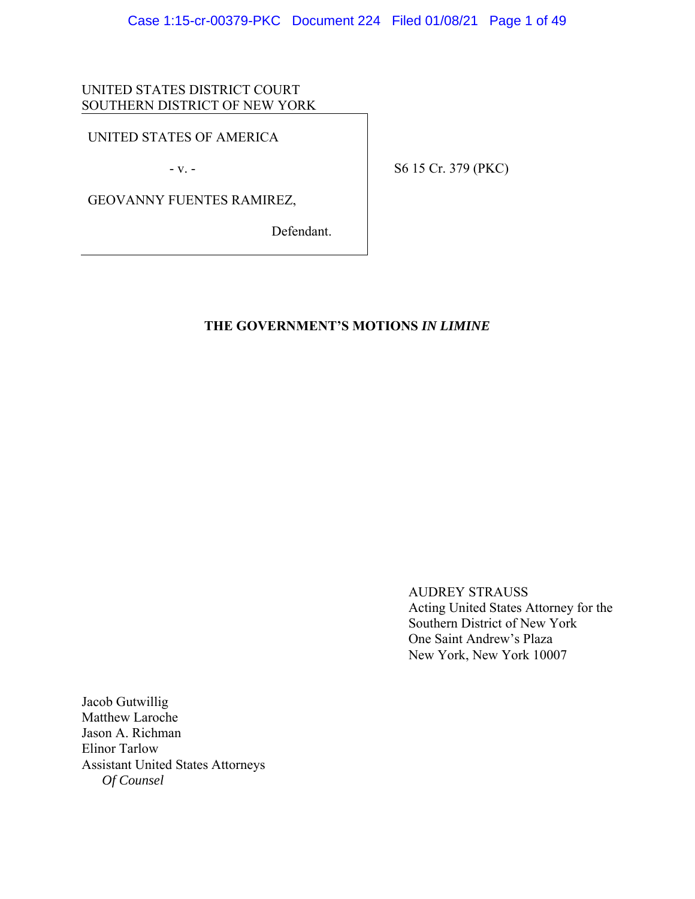UNITED STATES DISTRICT COURT
SOUTHERN DISTRICT OF NEW YORK

UNITED STATES OF AMERICA

\- v. -

GEOVANNY FUENTES RAMIREZ,

Defendant.

S6 15 Cr. 379 (PKC)

**THE GOVERNMENT'S MOTIONS *IN LIMINE***

AUDREY STRAUSS
Acting United States Attorney for the
Southern District of New York
One Saint Andrew's Plaza
New York, New York 10007

Jacob Gutwillig
Matthew Laroche
Jason A. Richman
Elinor Tarlow
Assistant United States Attorneys
*Of Counsel*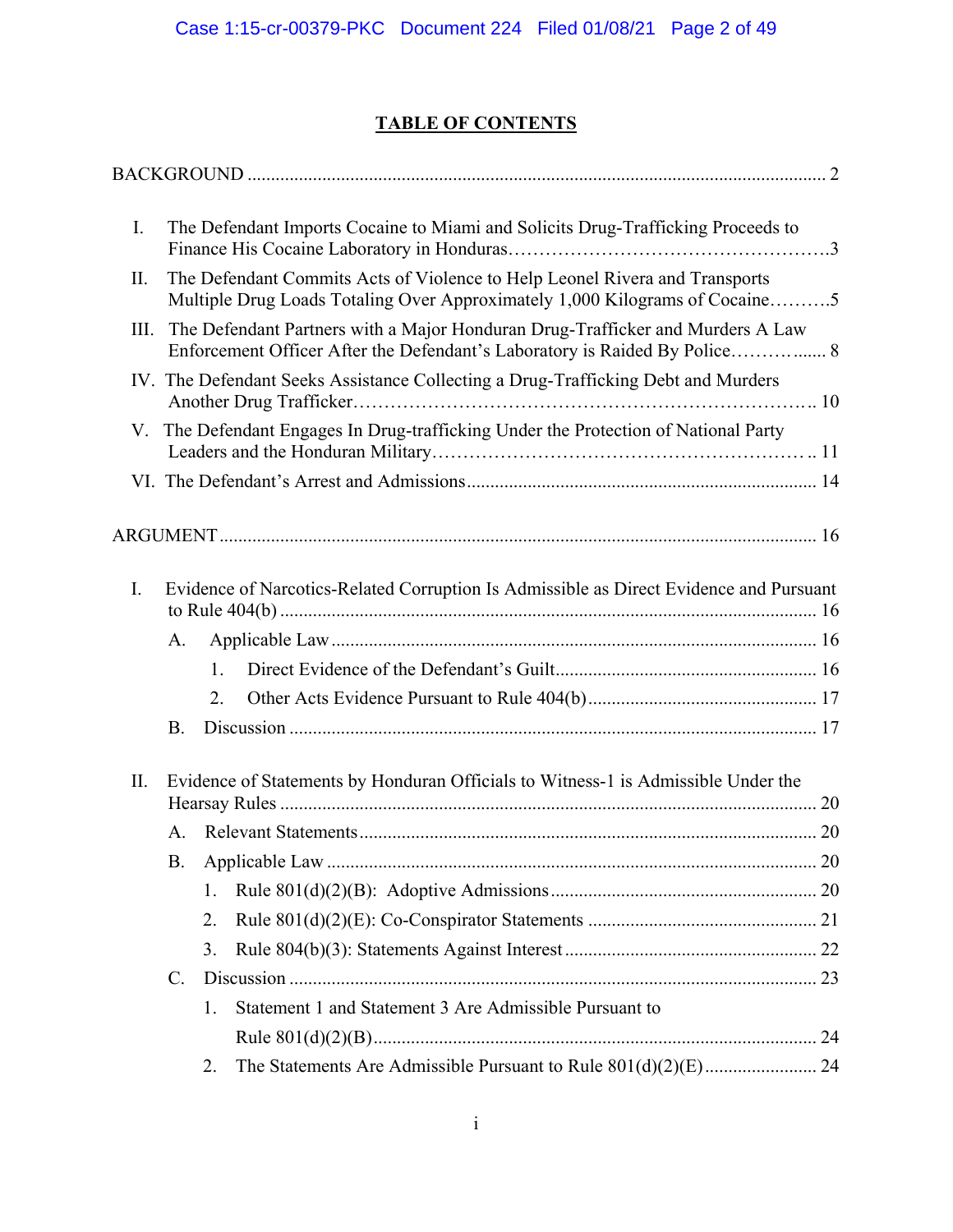## TABLE OF CONTENTS

BACKGROUND ... 2

I. The Defendant Imports Cocaine to Miami and Solicits Drug-Trafficking Proceeds to Finance His Cocaine Laboratory in Honduras ... 3

II. The Defendant Commits Acts of Violence to Help Leonel Rivera and Transports Multiple Drug Loads Totaling Over Approximately 1,000 Kilograms of Cocaine ... 5

III. The Defendant Partners with a Major Honduran Drug-Trafficker and Murders A Law Enforcement Officer After the Defendant's Laboratory is Raided By Police ... 8

IV. The Defendant Seeks Assistance Collecting a Drug-Trafficking Debt and Murders Another Drug Trafficker ... 10

V. The Defendant Engages In Drug-trafficking Under the Protection of National Party Leaders and the Honduran Military ... 11

VI. The Defendant's Arrest and Admissions ... 14

ARGUMENT ... 16

I. Evidence of Narcotics-Related Corruption Is Admissible as Direct Evidence and Pursuant to Rule 404(b) ... 16

- A. Applicable Law ... 16
  1. Direct Evidence of the Defendant's Guilt ... 16
  2. Other Acts Evidence Pursuant to Rule 404(b) ... 17
- B. Discussion ... 17

II. Evidence of Statements by Honduran Officials to Witness-1 is Admissible Under the Hearsay Rules ... 20

- A. Relevant Statements ... 20
- B. Applicable Law ... 20
  1. Rule 801(d)(2)(B): Adoptive Admissions ... 20
  2. Rule 801(d)(2)(E): Co-Conspirator Statements ... 21
  3. Rule 804(b)(3): Statements Against Interest ... 22
- C. Discussion ... 23
  1. Statement 1 and Statement 3 Are Admissible Pursuant to Rule 801(d)(2)(B) ... 24
  2. The Statements Are Admissible Pursuant to Rule 801(d)(2)(E) ... 24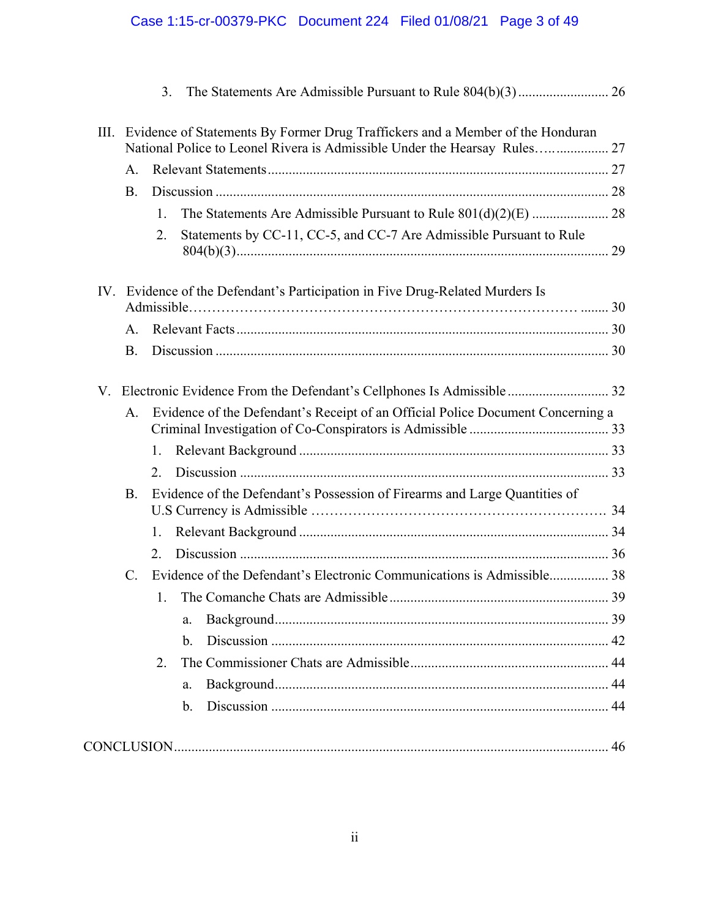3. The Statements Are Admissible Pursuant to Rule 804(b)(3) .......................... 26

III. Evidence of Statements By Former Drug Traffickers and a Member of the Honduran National Police to Leonel Rivera is Admissible Under the Hearsay Rules...................... 27

A. Relevant Statements ........................................................................................ 27

B. Discussion ........................................................................................................ 28

1. The Statements Are Admissible Pursuant to Rule 801(d)(2)(E) ...................... 28

2. Statements by CC-11, CC-5, and CC-7 Are Admissible Pursuant to Rule 804(b)(3)........................................................................................................ 29

IV. Evidence of the Defendant's Participation in Five Drug-Related Murders Is Admissible............................................................................................ 30

A. Relevant Facts ................................................................................................. 30

B. Discussion ........................................................................................................ 30

V. Electronic Evidence From the Defendant's Cellphones Is Admissible ............................ 32

A. Evidence of the Defendant's Receipt of an Official Police Document Concerning a Criminal Investigation of Co-Conspirators is Admissible ........................................ 33

1. Relevant Background ........................................................................................ 33

2. Discussion ........................................................................................................ 33

B. Evidence of the Defendant's Possession of Firearms and Large Quantities of U.S Currency is Admissible ............................................................ 34

1. Relevant Background ........................................................................................ 34

2. Discussion ........................................................................................................ 36

C. Evidence of the Defendant's Electronic Communications is Admissible................. 38

1. The Comanche Chats are Admissible .............................................................. 39

a. Background............................................................................................... 39

b. Discussion ................................................................................................ 42

2. The Commissioner Chats are Admissible ........................................................ 44

a. Background............................................................................................... 44

b. Discussion ................................................................................................ 44

CONCLUSION........................................................................................................................... 46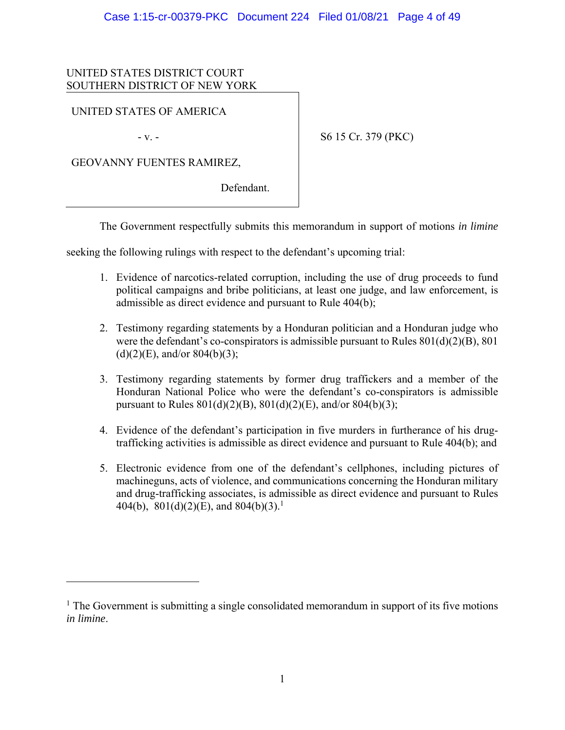UNITED STATES DISTRICT COURT
SOUTHERN DISTRICT OF NEW YORK

UNITED STATES OF AMERICA

- v. -

GEOVANNY FUENTES RAMIREZ,

Defendant.

S6 15 Cr. 379 (PKC)

The Government respectfully submits this memorandum in support of motions *in limine* seeking the following rulings with respect to the defendant's upcoming trial:

1. Evidence of narcotics-related corruption, including the use of drug proceeds to fund political campaigns and bribe politicians, at least one judge, and law enforcement, is admissible as direct evidence and pursuant to Rule 404(b);

2. Testimony regarding statements by a Honduran politician and a Honduran judge who were the defendant's co-conspirators is admissible pursuant to Rules 801(d)(2)(B), 801 (d)(2)(E), and/or 804(b)(3);

3. Testimony regarding statements by former drug traffickers and a member of the Honduran National Police who were the defendant's co-conspirators is admissible pursuant to Rules 801(d)(2)(B), 801(d)(2)(E), and/or 804(b)(3);

4. Evidence of the defendant's participation in five murders in furtherance of his drug-trafficking activities is admissible as direct evidence and pursuant to Rule 404(b); and

5. Electronic evidence from one of the defendant's cellphones, including pictures of machineguns, acts of violence, and communications concerning the Honduran military and drug-trafficking associates, is admissible as direct evidence and pursuant to Rules 404(b), 801(d)(2)(E), and 804(b)(3).[1]

[1] The Government is submitting a single consolidated memorandum in support of its five motions *in limine*.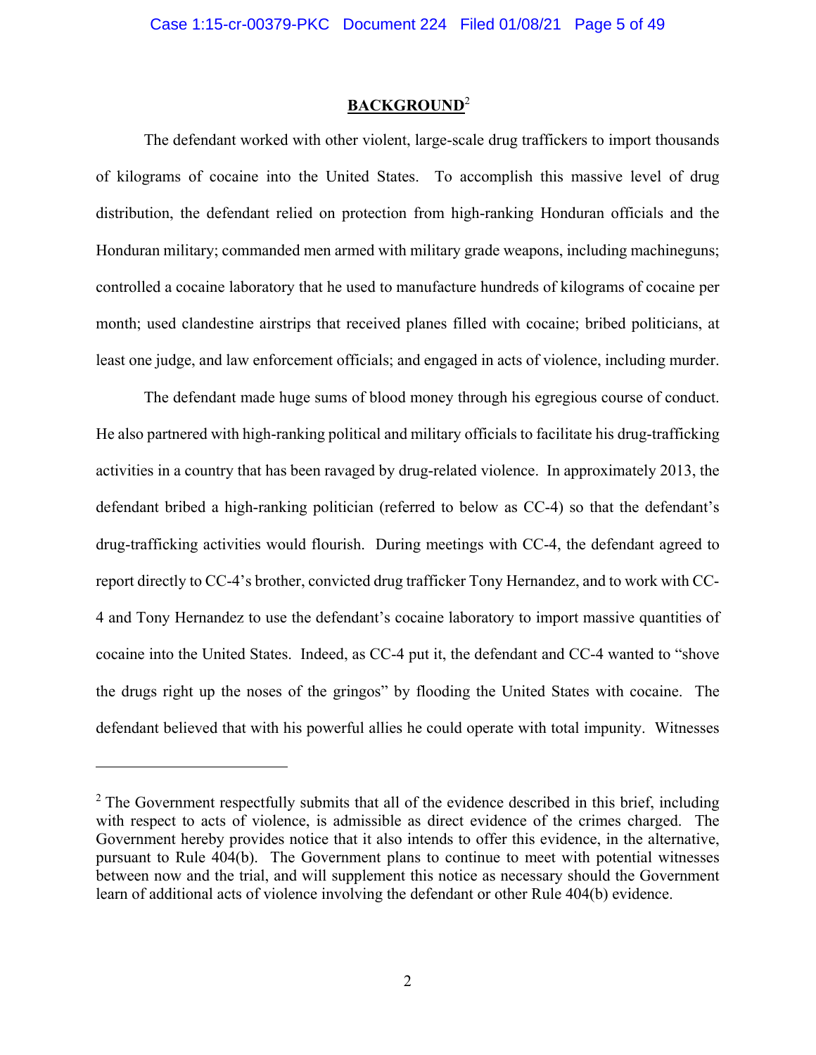## BACKGROUND[2]

The defendant worked with other violent, large-scale drug traffickers to import thousands of kilograms of cocaine into the United States. To accomplish this massive level of drug distribution, the defendant relied on protection from high-ranking Honduran officials and the Honduran military; commanded men armed with military grade weapons, including machineguns; controlled a cocaine laboratory that he used to manufacture hundreds of kilograms of cocaine per month; used clandestine airstrips that received planes filled with cocaine; bribed politicians, at least one judge, and law enforcement officials; and engaged in acts of violence, including murder.

The defendant made huge sums of blood money through his egregious course of conduct. He also partnered with high-ranking political and military officials to facilitate his drug-trafficking activities in a country that has been ravaged by drug-related violence. In approximately 2013, the defendant bribed a high-ranking politician (referred to below as CC-4) so that the defendant's drug-trafficking activities would flourish. During meetings with CC-4, the defendant agreed to report directly to CC-4's brother, convicted drug trafficker Tony Hernandez, and to work with CC-4 and Tony Hernandez to use the defendant's cocaine laboratory to import massive quantities of cocaine into the United States. Indeed, as CC-4 put it, the defendant and CC-4 wanted to "shove the drugs right up the noses of the gringos" by flooding the United States with cocaine. The defendant believed that with his powerful allies he could operate with total impunity. Witnesses

---

[2] The Government respectfully submits that all of the evidence described in this brief, including with respect to acts of violence, is admissible as direct evidence of the crimes charged. The Government hereby provides notice that it also intends to offer this evidence, in the alternative, pursuant to Rule 404(b). The Government plans to continue to meet with potential witnesses between now and the trial, and will supplement this notice as necessary should the Government learn of additional acts of violence involving the defendant or other Rule 404(b) evidence.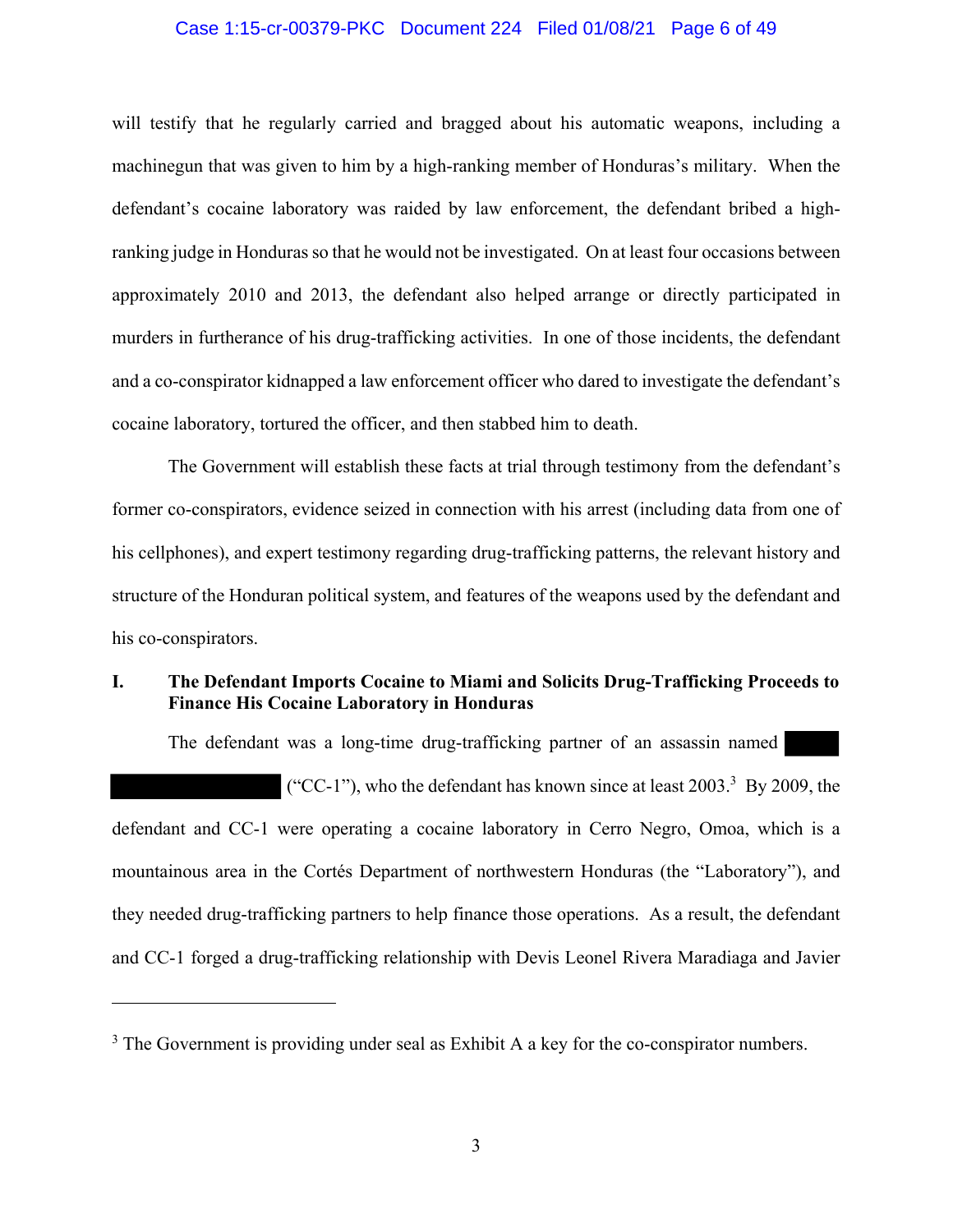will testify that he regularly carried and bragged about his automatic weapons, including a machinegun that was given to him by a high-ranking member of Honduras's military. When the defendant's cocaine laboratory was raided by law enforcement, the defendant bribed a high-ranking judge in Honduras so that he would not be investigated. On at least four occasions between approximately 2010 and 2013, the defendant also helped arrange or directly participated in murders in furtherance of his drug-trafficking activities. In one of those incidents, the defendant and a co-conspirator kidnapped a law enforcement officer who dared to investigate the defendant's cocaine laboratory, tortured the officer, and then stabbed him to death.

The Government will establish these facts at trial through testimony from the defendant's former co-conspirators, evidence seized in connection with his arrest (including data from one of his cellphones), and expert testimony regarding drug-trafficking patterns, the relevant history and structure of the Honduran political system, and features of the weapons used by the defendant and his co-conspirators.

## I. The Defendant Imports Cocaine to Miami and Solicits Drug-Trafficking Proceeds to Finance His Cocaine Laboratory in Honduras

The defendant was a long-time drug-trafficking partner of an assassin named [REDACTED] ("CC-1"), who the defendant has known since at least 2003.[3] By 2009, the defendant and CC-1 were operating a cocaine laboratory in Cerro Negro, Omoa, which is a mountainous area in the Cortés Department of northwestern Honduras (the "Laboratory"), and they needed drug-trafficking partners to help finance those operations. As a result, the defendant and CC-1 forged a drug-trafficking relationship with Devis Leonel Rivera Maradiaga and Javier

---

[3] The Government is providing under seal as Exhibit A a key for the co-conspirator numbers.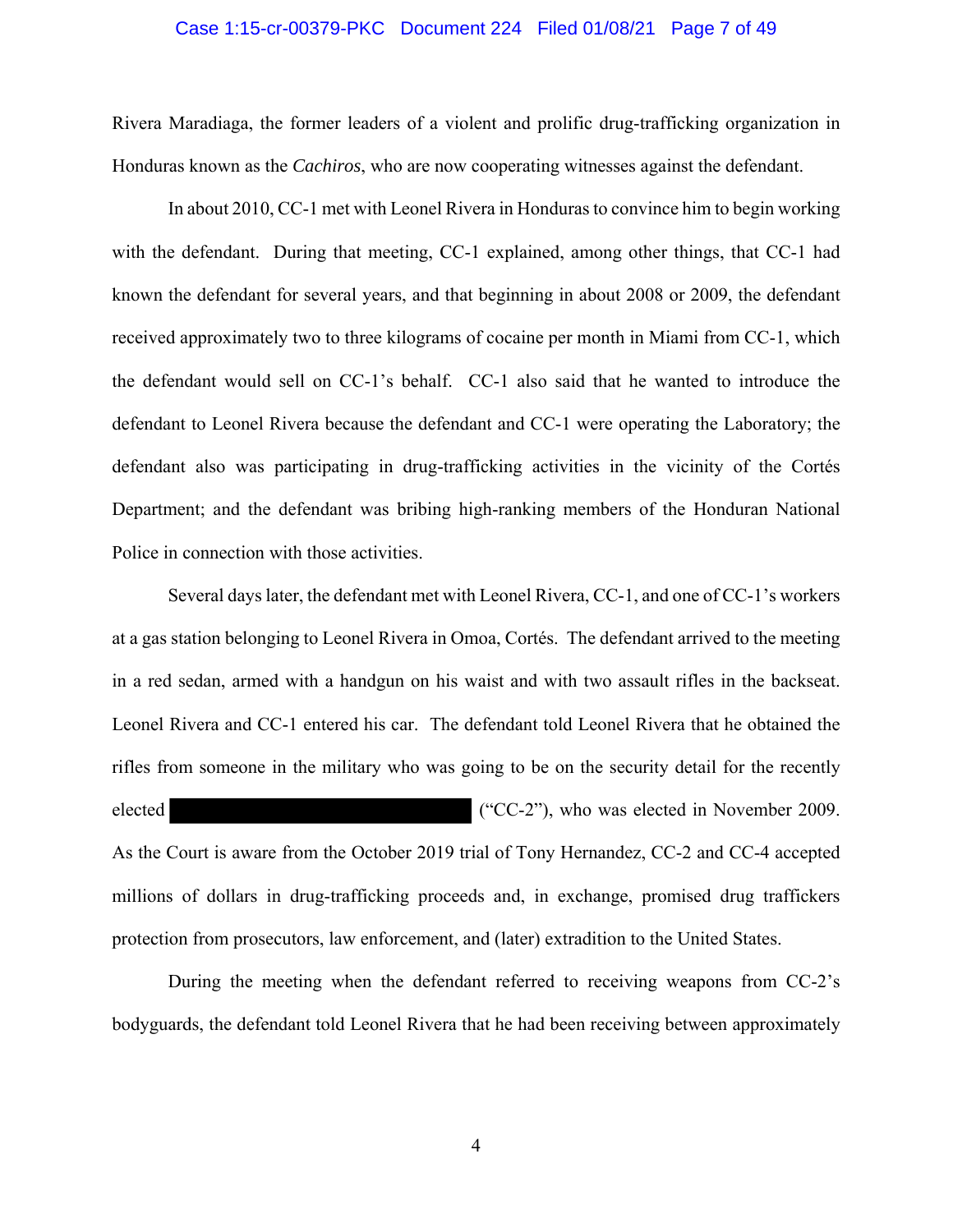Rivera Maradiaga, the former leaders of a violent and prolific drug-trafficking organization in Honduras known as the *Cachiros*, who are now cooperating witnesses against the defendant.

In about 2010, CC-1 met with Leonel Rivera in Honduras to convince him to begin working with the defendant. During that meeting, CC-1 explained, among other things, that CC-1 had known the defendant for several years, and that beginning in about 2008 or 2009, the defendant received approximately two to three kilograms of cocaine per month in Miami from CC-1, which the defendant would sell on CC-1's behalf. CC-1 also said that he wanted to introduce the defendant to Leonel Rivera because the defendant and CC-1 were operating the Laboratory; the defendant also was participating in drug-trafficking activities in the vicinity of the Cortés Department; and the defendant was bribing high-ranking members of the Honduran National Police in connection with those activities.

Several days later, the defendant met with Leonel Rivera, CC-1, and one of CC-1's workers at a gas station belonging to Leonel Rivera in Omoa, Cortés. The defendant arrived to the meeting in a red sedan, armed with a handgun on his waist and with two assault rifles in the backseat. Leonel Rivera and CC-1 entered his car. The defendant told Leonel Rivera that he obtained the rifles from someone in the military who was going to be on the security detail for the recently elected [REDACTED] ("CC-2"), who was elected in November 2009. As the Court is aware from the October 2019 trial of Tony Hernandez, CC-2 and CC-4 accepted millions of dollars in drug-trafficking proceeds and, in exchange, promised drug traffickers protection from prosecutors, law enforcement, and (later) extradition to the United States.

During the meeting when the defendant referred to receiving weapons from CC-2's bodyguards, the defendant told Leonel Rivera that he had been receiving between approximately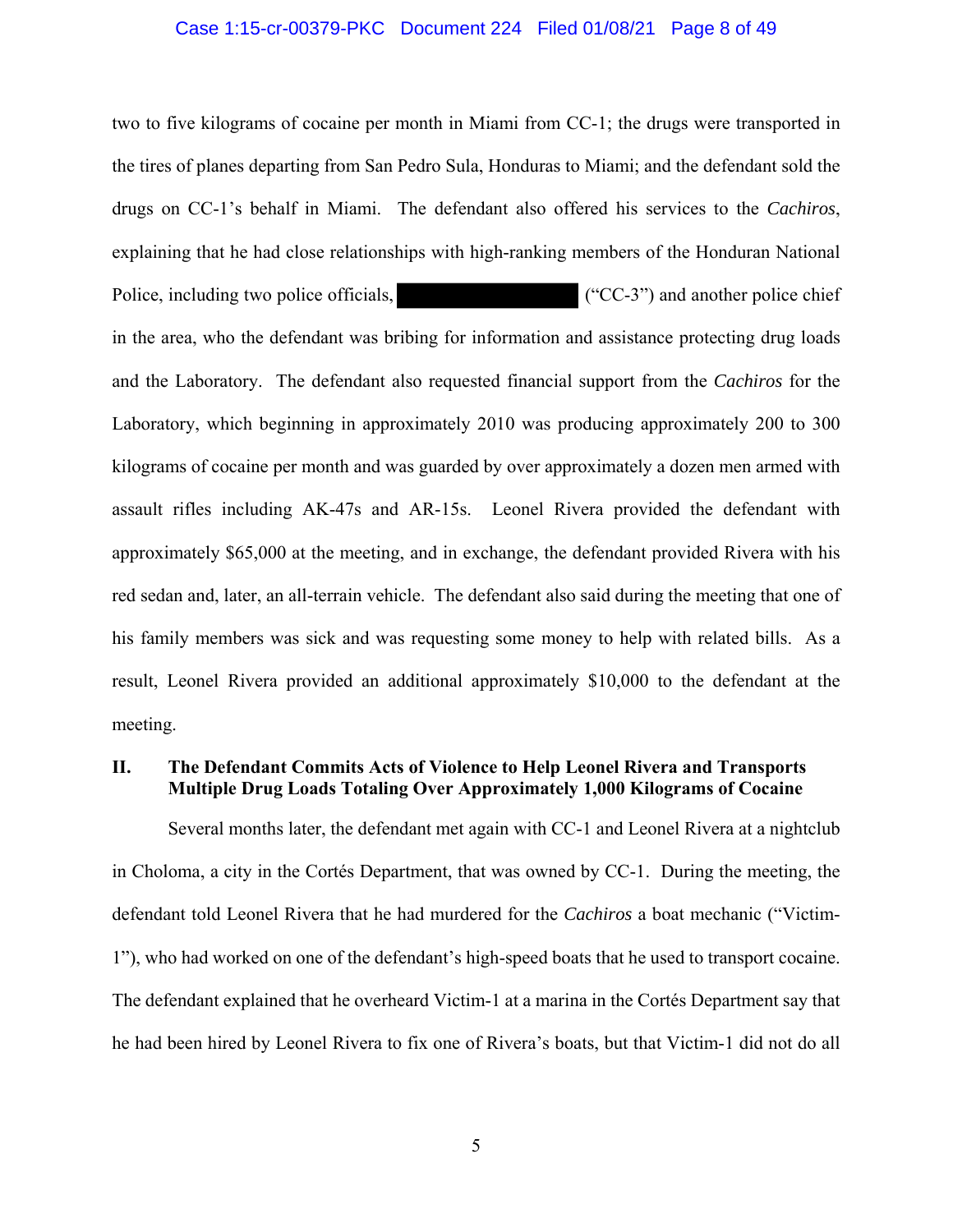two to five kilograms of cocaine per month in Miami from CC-1; the drugs were transported in the tires of planes departing from San Pedro Sula, Honduras to Miami; and the defendant sold the drugs on CC-1's behalf in Miami. The defendant also offered his services to the *Cachiros*, explaining that he had close relationships with high-ranking members of the Honduran National Police, including two police officials, ██████████ ("CC-3") and another police chief in the area, who the defendant was bribing for information and assistance protecting drug loads and the Laboratory. The defendant also requested financial support from the *Cachiros* for the Laboratory, which beginning in approximately 2010 was producing approximately 200 to 300 kilograms of cocaine per month and was guarded by over approximately a dozen men armed with assault rifles including AK-47s and AR-15s. Leonel Rivera provided the defendant with approximately $65,000 at the meeting, and in exchange, the defendant provided Rivera with his red sedan and, later, an all-terrain vehicle. The defendant also said during the meeting that one of his family members was sick and was requesting some money to help with related bills. As a result, Leonel Rivera provided an additional approximately $10,000 to the defendant at the meeting.

## II. The Defendant Commits Acts of Violence to Help Leonel Rivera and Transports Multiple Drug Loads Totaling Over Approximately 1,000 Kilograms of Cocaine

Several months later, the defendant met again with CC-1 and Leonel Rivera at a nightclub in Choloma, a city in the Cortés Department, that was owned by CC-1. During the meeting, the defendant told Leonel Rivera that he had murdered for the *Cachiros* a boat mechanic ("Victim-1"), who had worked on one of the defendant's high-speed boats that he used to transport cocaine. The defendant explained that he overheard Victim-1 at a marina in the Cortés Department say that he had been hired by Leonel Rivera to fix one of Rivera's boats, but that Victim-1 did not do all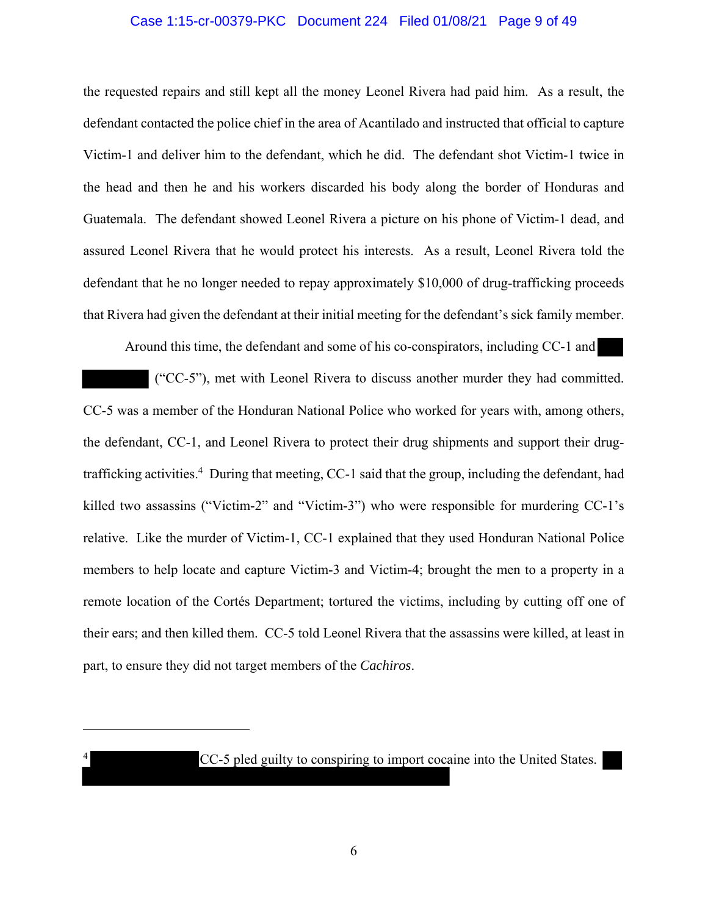the requested repairs and still kept all the money Leonel Rivera had paid him. As a result, the defendant contacted the police chief in the area of Acantilado and instructed that official to capture Victim-1 and deliver him to the defendant, which he did. The defendant shot Victim-1 twice in the head and then he and his workers discarded his body along the border of Honduras and Guatemala. The defendant showed Leonel Rivera a picture on his phone of Victim-1 dead, and assured Leonel Rivera that he would protect his interests. As a result, Leonel Rivera told the defendant that he no longer needed to repay approximately $10,000 of drug-trafficking proceeds that Rivera had given the defendant at their initial meeting for the defendant's sick family member.

Around this time, the defendant and some of his co-conspirators, including CC-1 and ██ ██████ ("CC-5"), met with Leonel Rivera to discuss another murder they had committed. CC-5 was a member of the Honduran National Police who worked for years with, among others, the defendant, CC-1, and Leonel Rivera to protect their drug shipments and support their drug-trafficking activities.[4] During that meeting, CC-1 said that the group, including the defendant, had killed two assassins ("Victim-2" and "Victim-3") who were responsible for murdering CC-1's relative. Like the murder of Victim-1, CC-1 explained that they used Honduran National Police members to help locate and capture Victim-3 and Victim-4; brought the men to a property in a remote location of the Cortés Department; tortured the victims, including by cutting off one of their ears; and then killed them. CC-5 told Leonel Rivera that the assassins were killed, at least in part, to ensure they did not target members of the *Cachiros*.

---

[4] ████████████ CC-5 pled guilty to conspiring to import cocaine into the United States. ██ ████████████████████████████████████████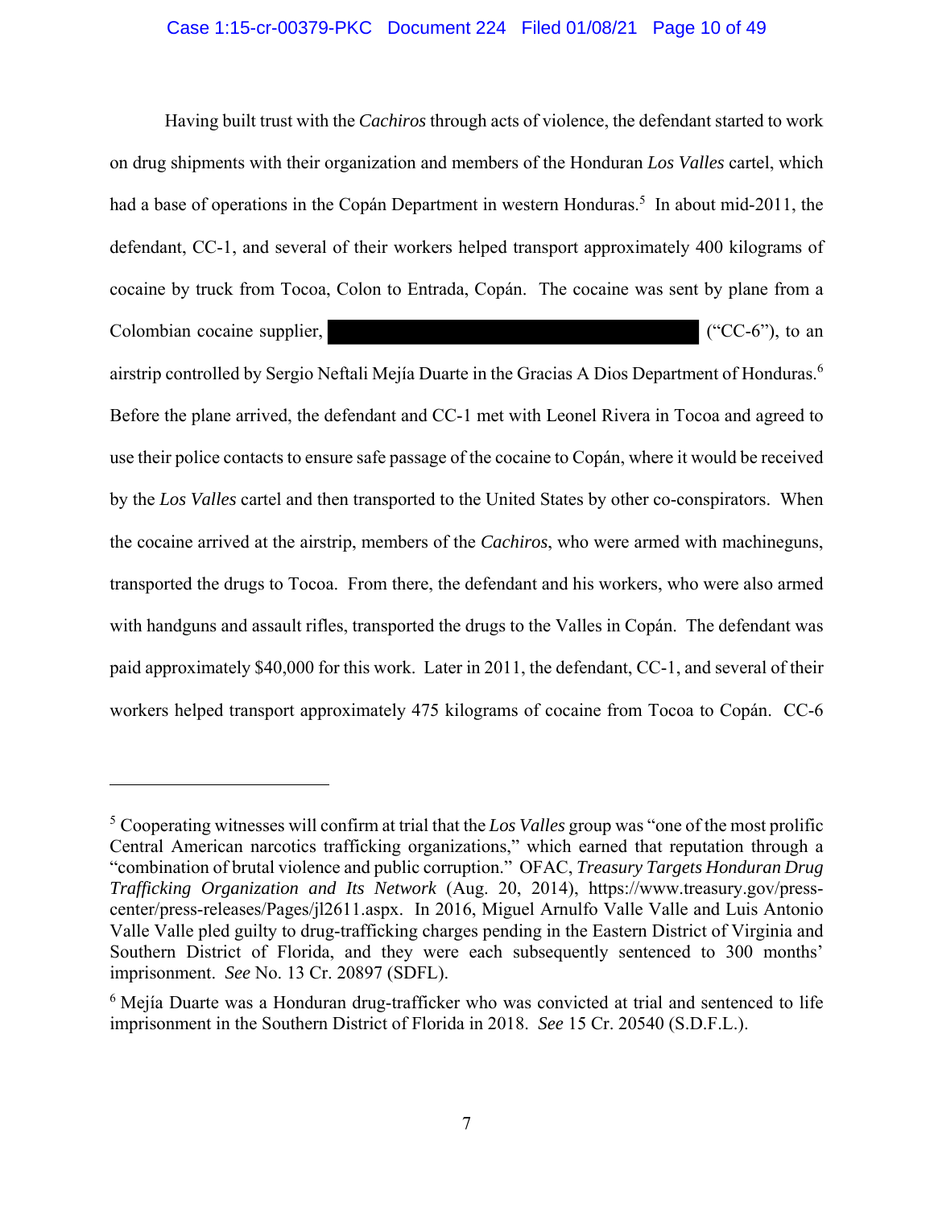Having built trust with the *Cachiros* through acts of violence, the defendant started to work on drug shipments with their organization and members of the Honduran *Los Valles* cartel, which had a base of operations in the Copán Department in western Honduras.[5] In about mid-2011, the defendant, CC-1, and several of their workers helped transport approximately 400 kilograms of cocaine by truck from Tocoa, Colon to Entrada, Copán. The cocaine was sent by plane from a Colombian cocaine supplier, ██████████████████ ("CC-6"), to an airstrip controlled by Sergio Neftali Mejía Duarte in the Gracias A Dios Department of Honduras.[6] Before the plane arrived, the defendant and CC-1 met with Leonel Rivera in Tocoa and agreed to use their police contacts to ensure safe passage of the cocaine to Copán, where it would be received by the *Los Valles* cartel and then transported to the United States by other co-conspirators. When the cocaine arrived at the airstrip, members of the *Cachiros*, who were armed with machineguns, transported the drugs to Tocoa. From there, the defendant and his workers, who were also armed with handguns and assault rifles, transported the drugs to the Valles in Copán. The defendant was paid approximately $40,000 for this work. Later in 2011, the defendant, CC-1, and several of their workers helped transport approximately 475 kilograms of cocaine from Tocoa to Copán. CC-6

---

[5] Cooperating witnesses will confirm at trial that the *Los Valles* group was "one of the most prolific Central American narcotics trafficking organizations," which earned that reputation through a "combination of brutal violence and public corruption." OFAC, *Treasury Targets Honduran Drug Trafficking Organization and Its Network* (Aug. 20, 2014), https://www.treasury.gov/press-center/press-releases/Pages/jl2611.aspx. In 2016, Miguel Arnulfo Valle Valle and Luis Antonio Valle Valle pled guilty to drug-trafficking charges pending in the Eastern District of Virginia and Southern District of Florida, and they were each subsequently sentenced to 300 months' imprisonment. *See* No. 13 Cr. 20897 (SDFL).

[6] Mejía Duarte was a Honduran drug-trafficker who was convicted at trial and sentenced to life imprisonment in the Southern District of Florida in 2018. *See* 15 Cr. 20540 (S.D.F.L.).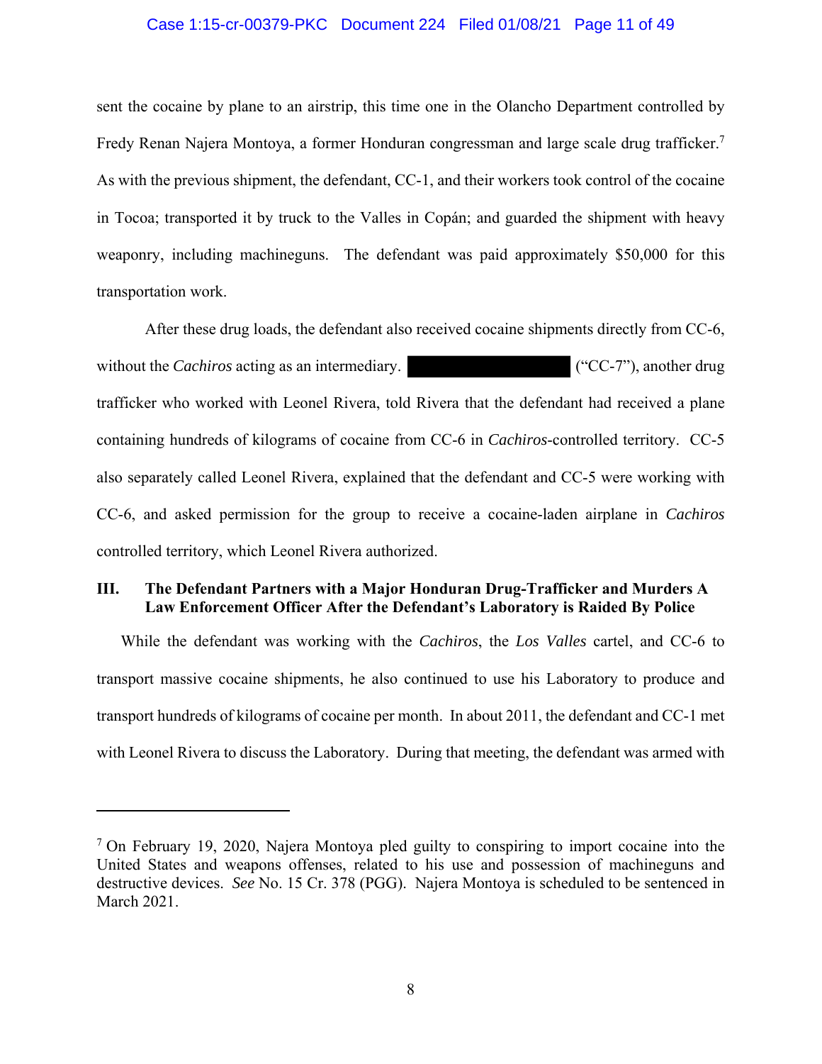sent the cocaine by plane to an airstrip, this time one in the Olancho Department controlled by Fredy Renan Najera Montoya, a former Honduran congressman and large scale drug trafficker.[7] As with the previous shipment, the defendant, CC-1, and their workers took control of the cocaine in Tocoa; transported it by truck to the Valles in Copán; and guarded the shipment with heavy weaponry, including machineguns. The defendant was paid approximately $50,000 for this transportation work.

After these drug loads, the defendant also received cocaine shipments directly from CC-6, without the *Cachiros* acting as an intermediary. ██████████ ("CC-7"), another drug trafficker who worked with Leonel Rivera, told Rivera that the defendant had received a plane containing hundreds of kilograms of cocaine from CC-6 in *Cachiros*-controlled territory. CC-5 also separately called Leonel Rivera, explained that the defendant and CC-5 were working with CC-6, and asked permission for the group to receive a cocaine-laden airplane in *Cachiros* controlled territory, which Leonel Rivera authorized.

## III. The Defendant Partners with a Major Honduran Drug-Trafficker and Murders A Law Enforcement Officer After the Defendant's Laboratory is Raided By Police

While the defendant was working with the *Cachiros*, the *Los Valles* cartel, and CC-6 to transport massive cocaine shipments, he also continued to use his Laboratory to produce and transport hundreds of kilograms of cocaine per month. In about 2011, the defendant and CC-1 met with Leonel Rivera to discuss the Laboratory. During that meeting, the defendant was armed with

---

[7] On February 19, 2020, Najera Montoya pled guilty to conspiring to import cocaine into the United States and weapons offenses, related to his use and possession of machineguns and destructive devices. *See* No. 15 Cr. 378 (PGG). Najera Montoya is scheduled to be sentenced in March 2021.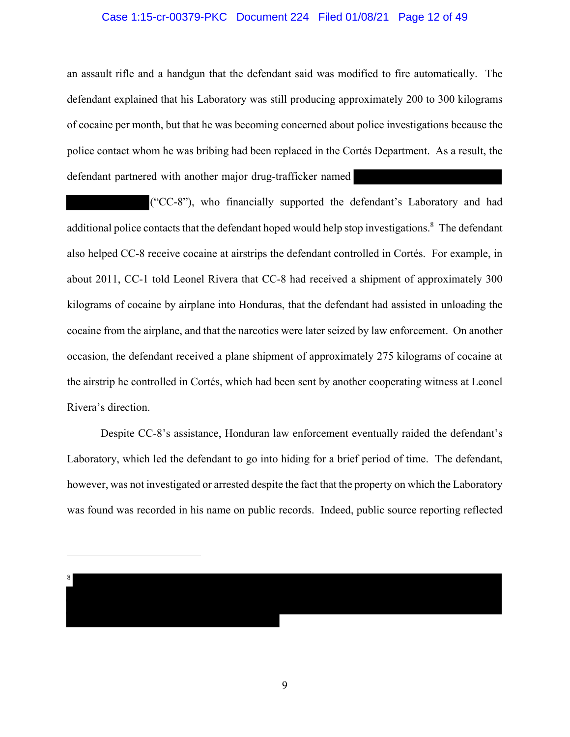an assault rifle and a handgun that the defendant said was modified to fire automatically. The defendant explained that his Laboratory was still producing approximately 200 to 300 kilograms of cocaine per month, but that he was becoming concerned about police investigations because the police contact whom he was bribing had been replaced in the Cortés Department. As a result, the defendant partnered with another major drug-trafficker named ██████████ ██████ ("CC-8"), who financially supported the defendant's Laboratory and had additional police contacts that the defendant hoped would help stop investigations.[8] The defendant also helped CC-8 receive cocaine at airstrips the defendant controlled in Cortés. For example, in about 2011, CC-1 told Leonel Rivera that CC-8 had received a shipment of approximately 300 kilograms of cocaine by airplane into Honduras, that the defendant had assisted in unloading the cocaine from the airplane, and that the narcotics were later seized by law enforcement. On another occasion, the defendant received a plane shipment of approximately 275 kilograms of cocaine at the airstrip he controlled in Cortés, which had been sent by another cooperating witness at Leonel Rivera's direction.

Despite CC-8's assistance, Honduran law enforcement eventually raided the defendant's Laboratory, which led the defendant to go into hiding for a brief period of time. The defendant, however, was not investigated or arrested despite the fact that the property on which the Laboratory was found was recorded in his name on public records. Indeed, public source reporting reflected

---

[8] ██████████████████████████████████████████████████████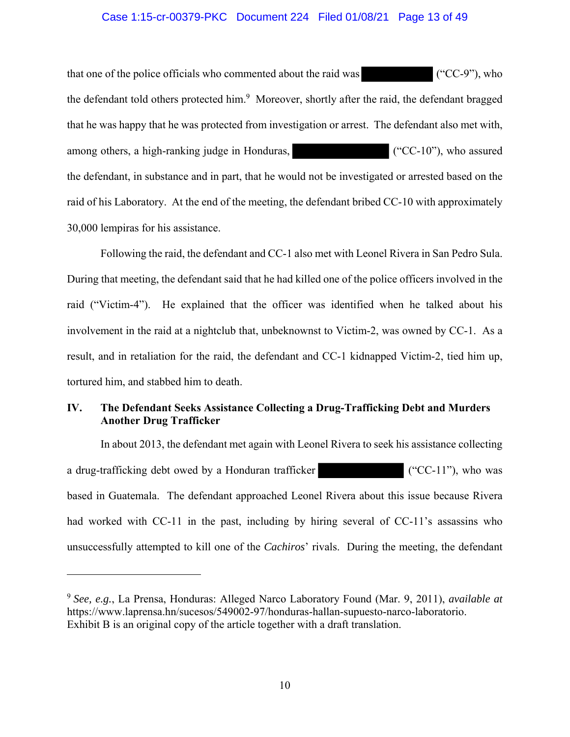that one of the police officials who commented about the raid was ██████████ ("CC-9"), who the defendant told others protected him.[9] Moreover, shortly after the raid, the defendant bragged that he was happy that he was protected from investigation or arrest. The defendant also met with, among others, a high-ranking judge in Honduras, ██████████ ("CC-10"), who assured the defendant, in substance and in part, that he would not be investigated or arrested based on the raid of his Laboratory. At the end of the meeting, the defendant bribed CC-10 with approximately 30,000 lempiras for his assistance.

Following the raid, the defendant and CC-1 also met with Leonel Rivera in San Pedro Sula. During that meeting, the defendant said that he had killed one of the police officers involved in the raid ("Victim-4"). He explained that the officer was identified when he talked about his involvement in the raid at a nightclub that, unbeknownst to Victim-2, was owned by CC-1. As a result, and in retaliation for the raid, the defendant and CC-1 kidnapped Victim-2, tied him up, tortured him, and stabbed him to death.

## IV. The Defendant Seeks Assistance Collecting a Drug-Trafficking Debt and Murders Another Drug Trafficker

In about 2013, the defendant met again with Leonel Rivera to seek his assistance collecting a drug-trafficking debt owed by a Honduran trafficker ██████████ ("CC-11"), who was based in Guatemala. The defendant approached Leonel Rivera about this issue because Rivera had worked with CC-11 in the past, including by hiring several of CC-11's assassins who unsuccessfully attempted to kill one of the *Cachiros*' rivals. During the meeting, the defendant

---

[9] *See, e.g.*, La Prensa, Honduras: Alleged Narco Laboratory Found (Mar. 9, 2011), *available at* https://www.laprensa.hn/sucesos/549002-97/honduras-hallan-supuesto-narco-laboratorio. Exhibit B is an original copy of the article together with a draft translation.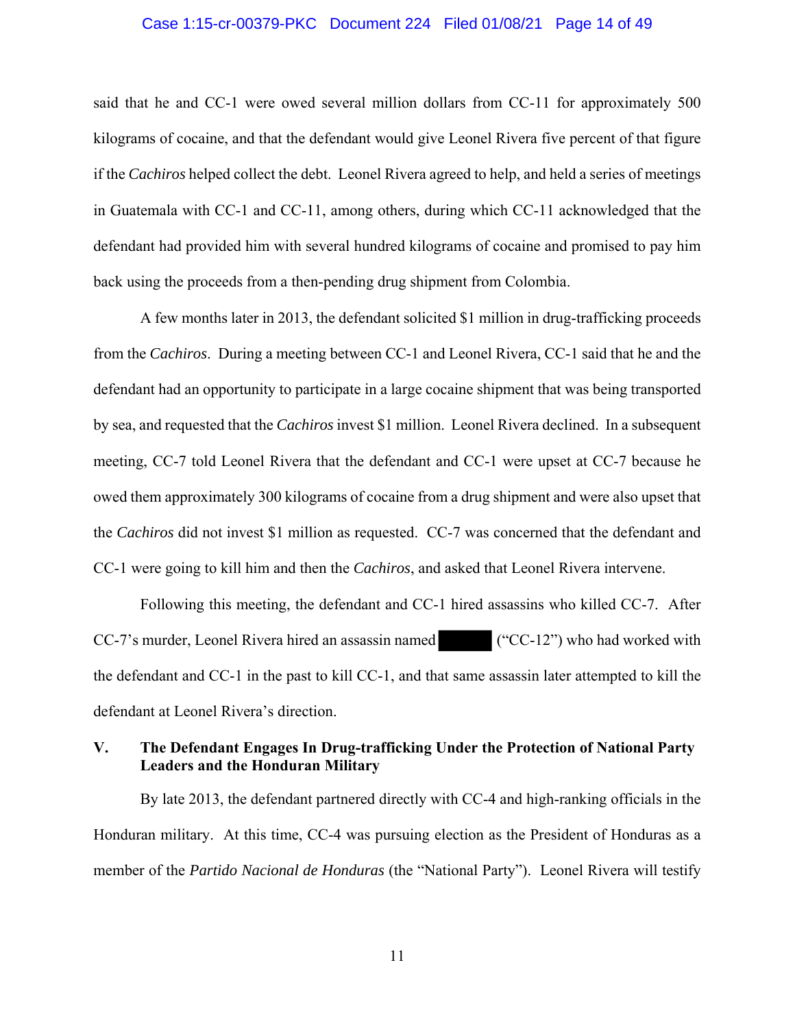said that he and CC-1 were owed several million dollars from CC-11 for approximately 500 kilograms of cocaine, and that the defendant would give Leonel Rivera five percent of that figure if the *Cachiros* helped collect the debt. Leonel Rivera agreed to help, and held a series of meetings in Guatemala with CC-1 and CC-11, among others, during which CC-11 acknowledged that the defendant had provided him with several hundred kilograms of cocaine and promised to pay him back using the proceeds from a then-pending drug shipment from Colombia.

A few months later in 2013, the defendant solicited $1 million in drug-trafficking proceeds from the *Cachiros*. During a meeting between CC-1 and Leonel Rivera, CC-1 said that he and the defendant had an opportunity to participate in a large cocaine shipment that was being transported by sea, and requested that the *Cachiros* invest $1 million. Leonel Rivera declined. In a subsequent meeting, CC-7 told Leonel Rivera that the defendant and CC-1 were upset at CC-7 because he owed them approximately 300 kilograms of cocaine from a drug shipment and were also upset that the *Cachiros* did not invest $1 million as requested. CC-7 was concerned that the defendant and CC-1 were going to kill him and then the *Cachiros*, and asked that Leonel Rivera intervene.

Following this meeting, the defendant and CC-1 hired assassins who killed CC-7. After CC-7's murder, Leonel Rivera hired an assassin named ██████ ("CC-12") who had worked with the defendant and CC-1 in the past to kill CC-1, and that same assassin later attempted to kill the defendant at Leonel Rivera's direction.

## V. The Defendant Engages In Drug-trafficking Under the Protection of National Party Leaders and the Honduran Military

By late 2013, the defendant partnered directly with CC-4 and high-ranking officials in the Honduran military. At this time, CC-4 was pursuing election as the President of Honduras as a member of the *Partido Nacional de Honduras* (the "National Party"). Leonel Rivera will testify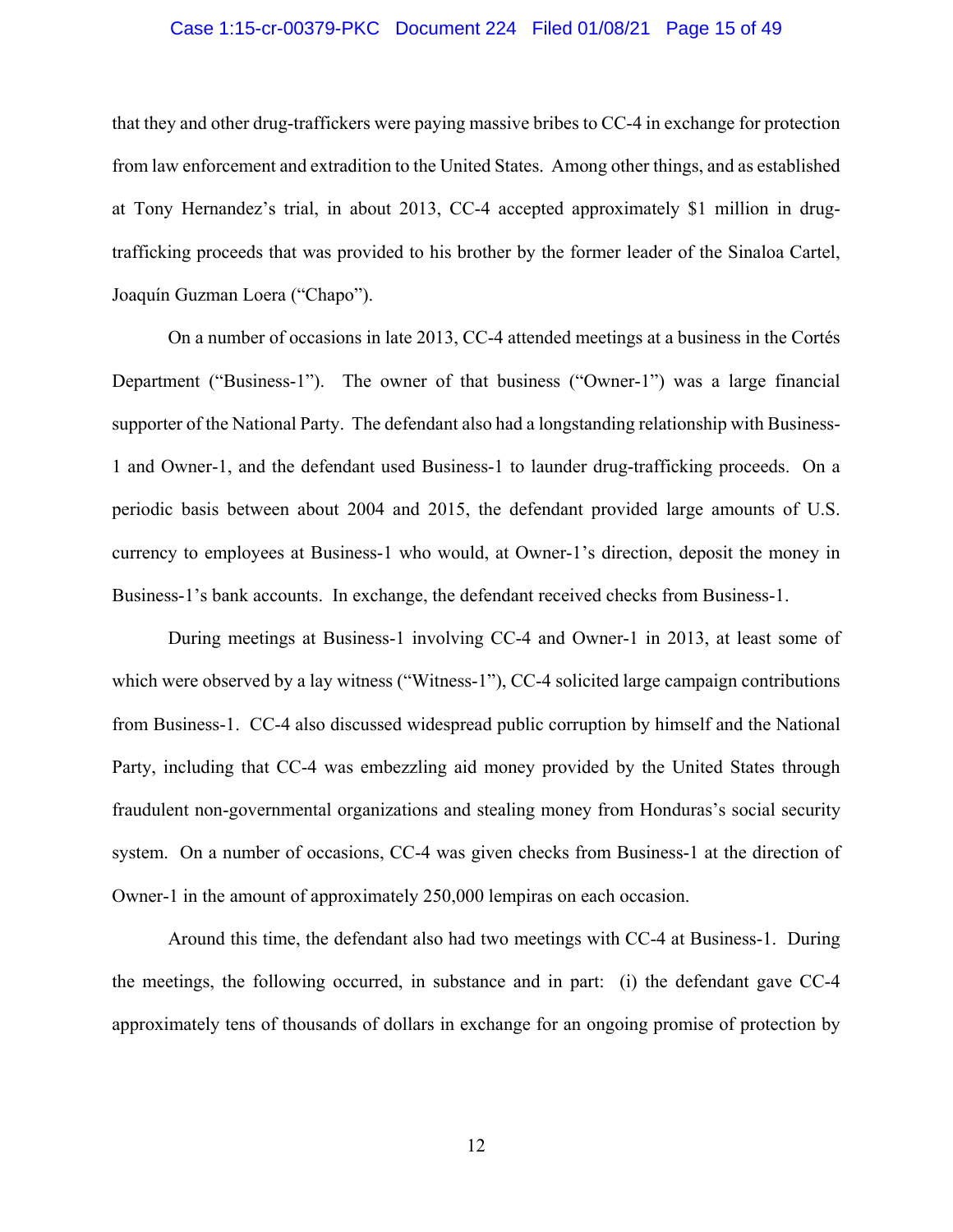that they and other drug-traffickers were paying massive bribes to CC-4 in exchange for protection from law enforcement and extradition to the United States. Among other things, and as established at Tony Hernandez's trial, in about 2013, CC-4 accepted approximately $1 million in drug-trafficking proceeds that was provided to his brother by the former leader of the Sinaloa Cartel, Joaquín Guzman Loera ("Chapo").

On a number of occasions in late 2013, CC-4 attended meetings at a business in the Cortés Department ("Business-1"). The owner of that business ("Owner-1") was a large financial supporter of the National Party. The defendant also had a longstanding relationship with Business-1 and Owner-1, and the defendant used Business-1 to launder drug-trafficking proceeds. On a periodic basis between about 2004 and 2015, the defendant provided large amounts of U.S. currency to employees at Business-1 who would, at Owner-1's direction, deposit the money in Business-1's bank accounts. In exchange, the defendant received checks from Business-1.

During meetings at Business-1 involving CC-4 and Owner-1 in 2013, at least some of which were observed by a lay witness ("Witness-1"), CC-4 solicited large campaign contributions from Business-1. CC-4 also discussed widespread public corruption by himself and the National Party, including that CC-4 was embezzling aid money provided by the United States through fraudulent non-governmental organizations and stealing money from Honduras's social security system. On a number of occasions, CC-4 was given checks from Business-1 at the direction of Owner-1 in the amount of approximately 250,000 lempiras on each occasion.

Around this time, the defendant also had two meetings with CC-4 at Business-1. During the meetings, the following occurred, in substance and in part: (i) the defendant gave CC-4 approximately tens of thousands of dollars in exchange for an ongoing promise of protection by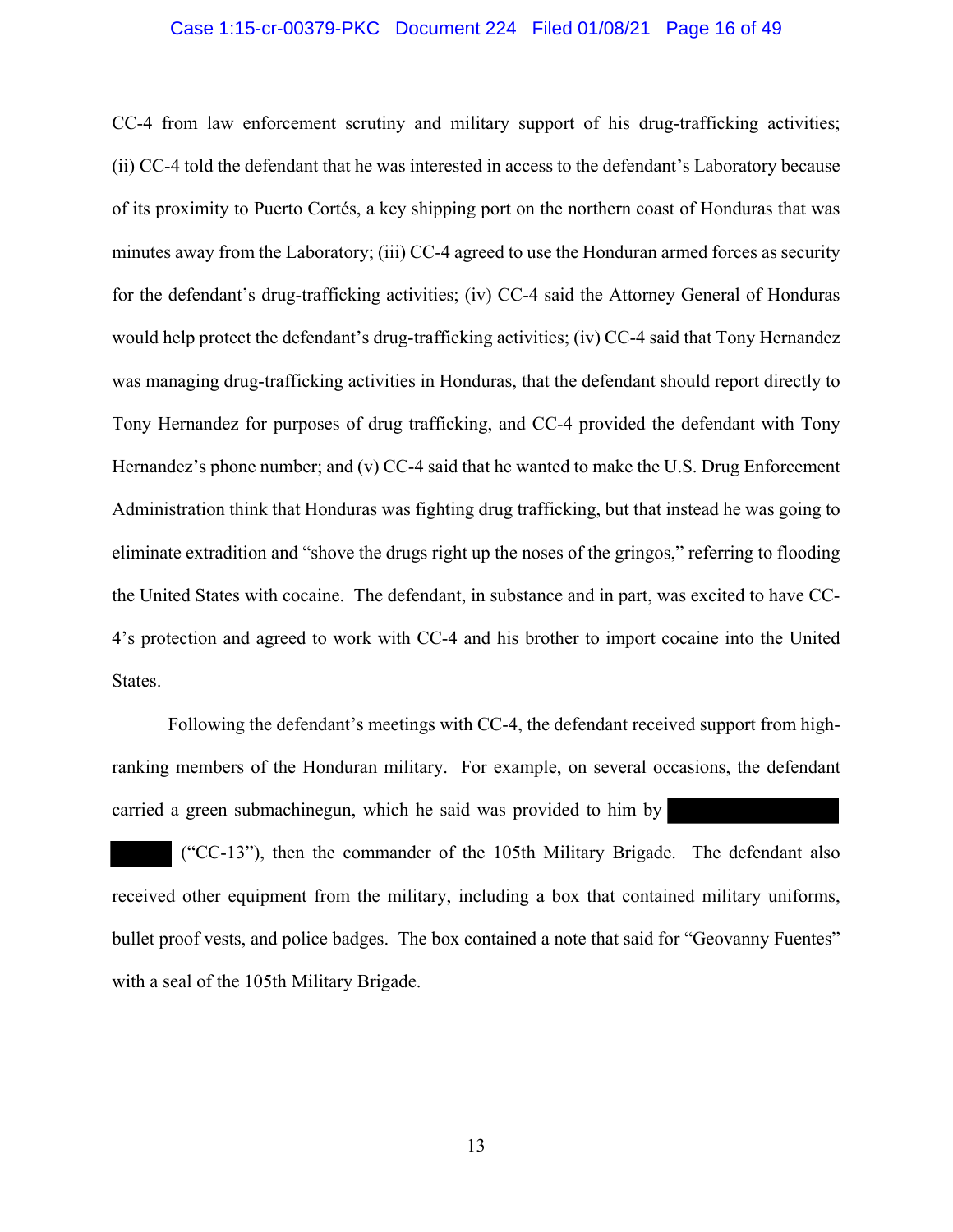CC-4 from law enforcement scrutiny and military support of his drug-trafficking activities; (ii) CC-4 told the defendant that he was interested in access to the defendant's Laboratory because of its proximity to Puerto Cortés, a key shipping port on the northern coast of Honduras that was minutes away from the Laboratory; (iii) CC-4 agreed to use the Honduran armed forces as security for the defendant's drug-trafficking activities; (iv) CC-4 said the Attorney General of Honduras would help protect the defendant's drug-trafficking activities; (iv) CC-4 said that Tony Hernandez was managing drug-trafficking activities in Honduras, that the defendant should report directly to Tony Hernandez for purposes of drug trafficking, and CC-4 provided the defendant with Tony Hernandez's phone number; and (v) CC-4 said that he wanted to make the U.S. Drug Enforcement Administration think that Honduras was fighting drug trafficking, but that instead he was going to eliminate extradition and "shove the drugs right up the noses of the gringos," referring to flooding the United States with cocaine. The defendant, in substance and in part, was excited to have CC-4's protection and agreed to work with CC-4 and his brother to import cocaine into the United States.

Following the defendant's meetings with CC-4, the defendant received support from high-ranking members of the Honduran military. For example, on several occasions, the defendant carried a green submachinegun, which he said was provided to him by [REDACTED] [REDACTED] ("CC-13"), then the commander of the 105th Military Brigade. The defendant also received other equipment from the military, including a box that contained military uniforms, bullet proof vests, and police badges. The box contained a note that said for "Geovanny Fuentes" with a seal of the 105th Military Brigade.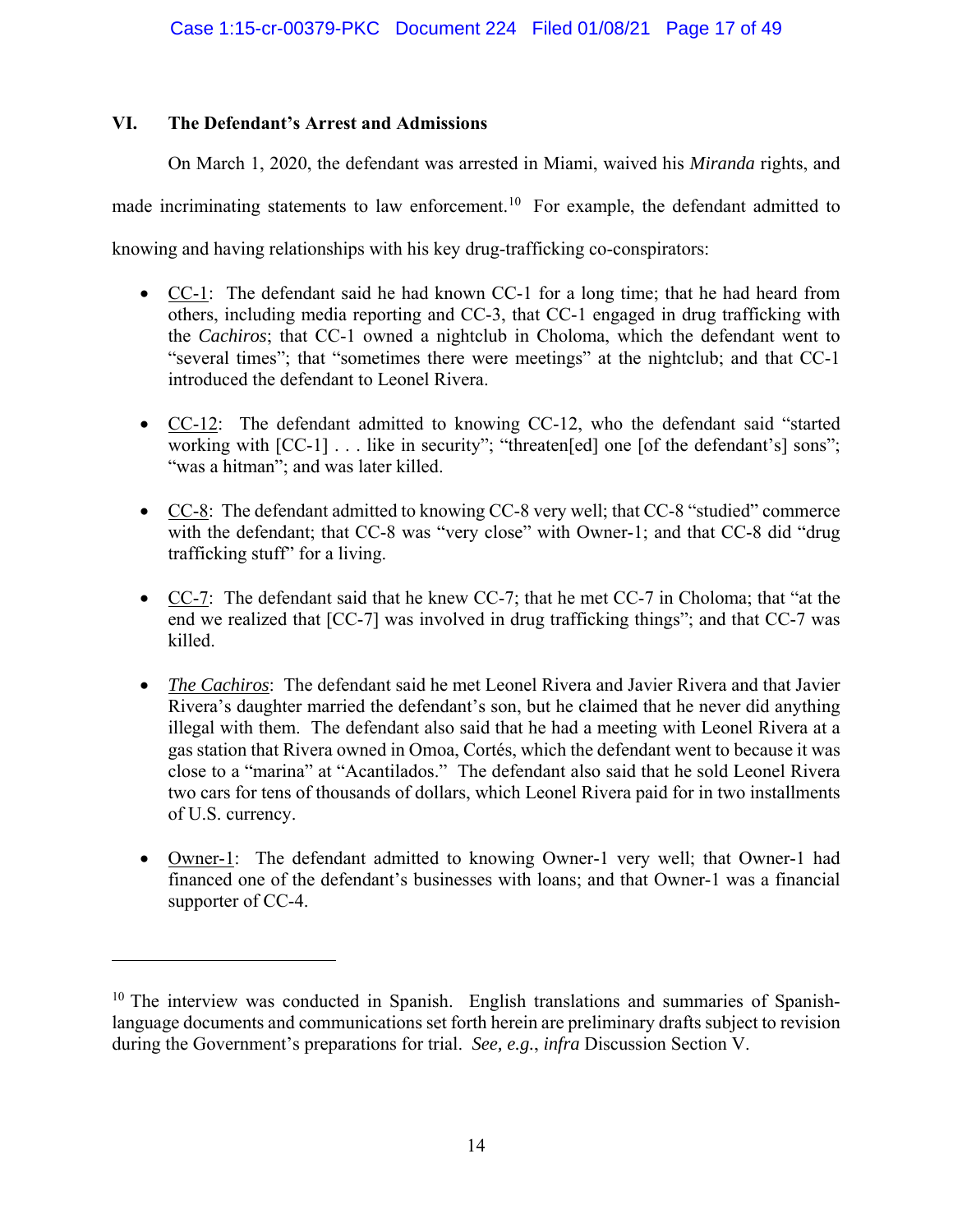## VI. The Defendant's Arrest and Admissions

On March 1, 2020, the defendant was arrested in Miami, waived his *Miranda* rights, and made incriminating statements to law enforcement.[10] For example, the defendant admitted to knowing and having relationships with his key drug-trafficking co-conspirators:

- <u>CC-1</u>: The defendant said he had known CC-1 for a long time; that he had heard from others, including media reporting and CC-3, that CC-1 engaged in drug trafficking with the *Cachiros*; that CC-1 owned a nightclub in Choloma, which the defendant went to "several times"; that "sometimes there were meetings" at the nightclub; and that CC-1 introduced the defendant to Leonel Rivera.

- <u>CC-12</u>: The defendant admitted to knowing CC-12, who the defendant said "started working with [CC-1] . . . like in security"; "threaten[ed] one [of the defendant's] sons"; "was a hitman"; and was later killed.

- <u>CC-8</u>: The defendant admitted to knowing CC-8 very well; that CC-8 "studied" commerce with the defendant; that CC-8 was "very close" with Owner-1; and that CC-8 did "drug trafficking stuff" for a living.

- <u>CC-7</u>: The defendant said that he knew CC-7; that he met CC-7 in Choloma; that "at the end we realized that [CC-7] was involved in drug trafficking things"; and that CC-7 was killed.

- <u>*The Cachiros*</u>: The defendant said he met Leonel Rivera and Javier Rivera and that Javier Rivera's daughter married the defendant's son, but he claimed that he never did anything illegal with them. The defendant also said that he had a meeting with Leonel Rivera at a gas station that Rivera owned in Omoa, Cortés, which the defendant went to because it was close to a "marina" at "Acantilados." The defendant also said that he sold Leonel Rivera two cars for tens of thousands of dollars, which Leonel Rivera paid for in two installments of U.S. currency.

- <u>Owner-1</u>: The defendant admitted to knowing Owner-1 very well; that Owner-1 had financed one of the defendant's businesses with loans; and that Owner-1 was a financial supporter of CC-4.

---

[10] The interview was conducted in Spanish. English translations and summaries of Spanish-language documents and communications set forth herein are preliminary drafts subject to revision during the Government's preparations for trial. *See, e.g.*, *infra* Discussion Section V.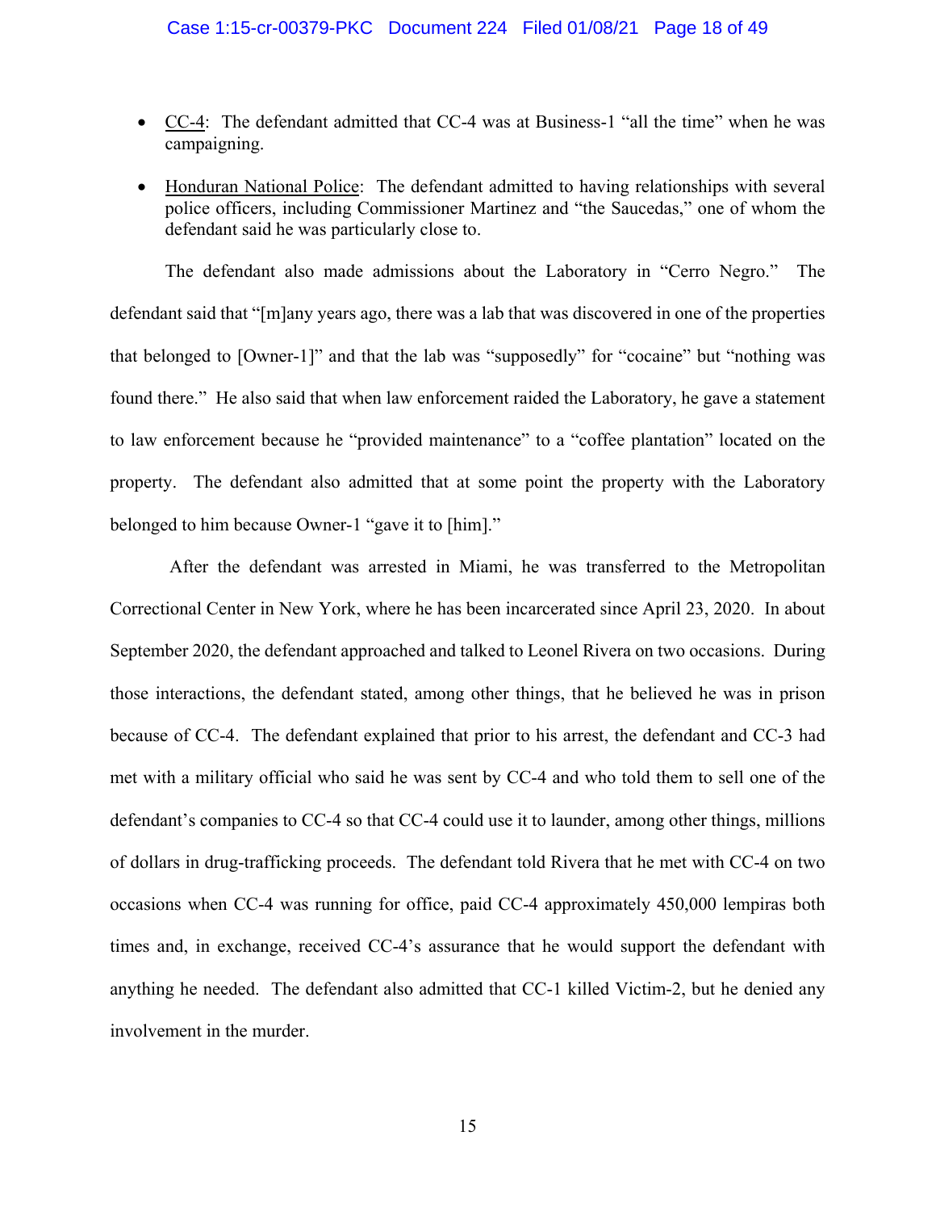- <u>CC-4</u>: The defendant admitted that CC-4 was at Business-1 "all the time" when he was campaigning.
- <u>Honduran National Police</u>: The defendant admitted to having relationships with several police officers, including Commissioner Martinez and "the Saucedas," one of whom the defendant said he was particularly close to.

The defendant also made admissions about the Laboratory in "Cerro Negro." The defendant said that "[m]any years ago, there was a lab that was discovered in one of the properties that belonged to [Owner-1]" and that the lab was "supposedly" for "cocaine" but "nothing was found there." He also said that when law enforcement raided the Laboratory, he gave a statement to law enforcement because he "provided maintenance" to a "coffee plantation" located on the property. The defendant also admitted that at some point the property with the Laboratory belonged to him because Owner-1 "gave it to [him]."

After the defendant was arrested in Miami, he was transferred to the Metropolitan Correctional Center in New York, where he has been incarcerated since April 23, 2020. In about September 2020, the defendant approached and talked to Leonel Rivera on two occasions. During those interactions, the defendant stated, among other things, that he believed he was in prison because of CC-4. The defendant explained that prior to his arrest, the defendant and CC-3 had met with a military official who said he was sent by CC-4 and who told them to sell one of the defendant's companies to CC-4 so that CC-4 could use it to launder, among other things, millions of dollars in drug-trafficking proceeds. The defendant told Rivera that he met with CC-4 on two occasions when CC-4 was running for office, paid CC-4 approximately 450,000 lempiras both times and, in exchange, received CC-4's assurance that he would support the defendant with anything he needed. The defendant also admitted that CC-1 killed Victim-2, but he denied any involvement in the murder.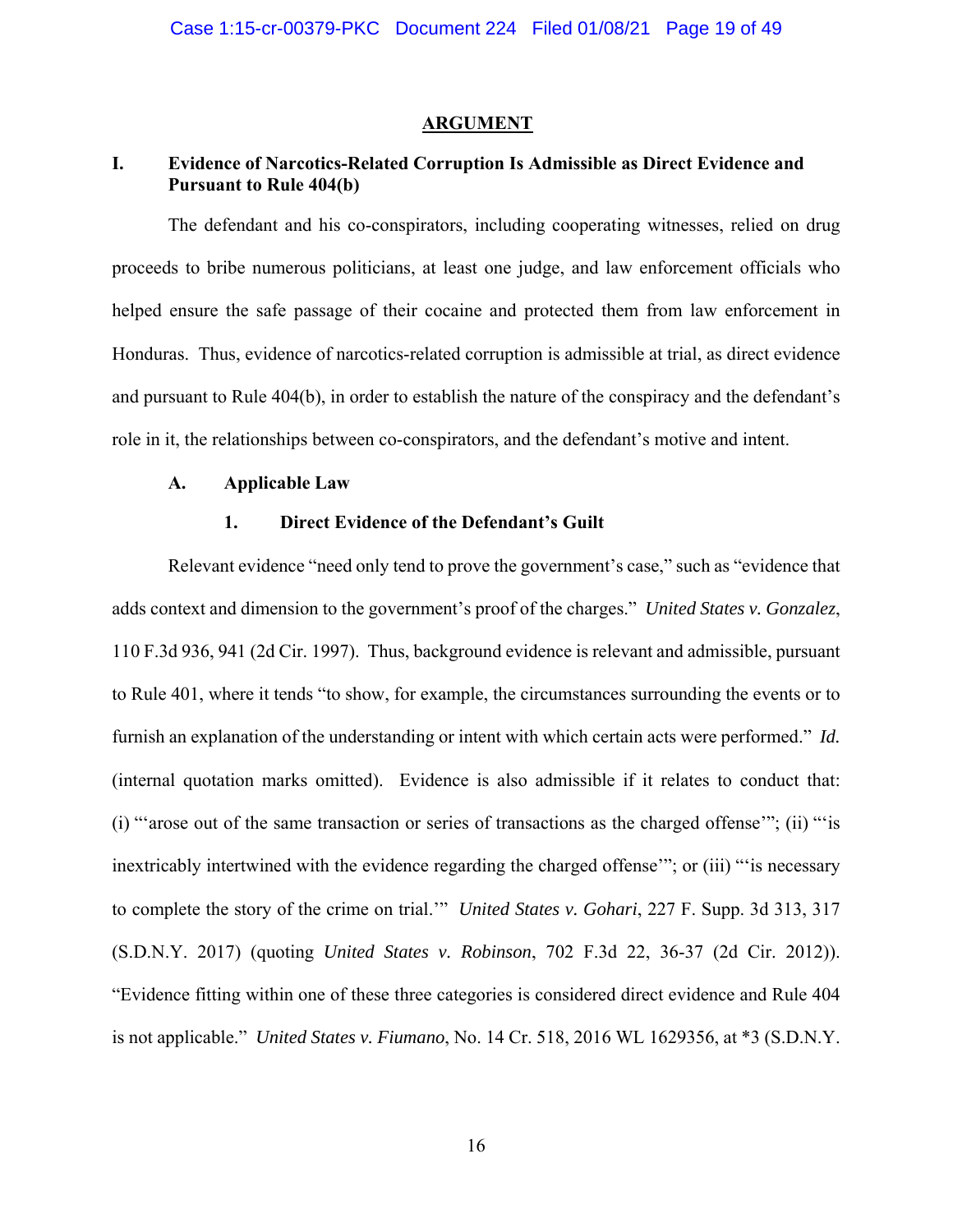## ARGUMENT

### I. Evidence of Narcotics-Related Corruption Is Admissible as Direct Evidence and Pursuant to Rule 404(b)

The defendant and his co-conspirators, including cooperating witnesses, relied on drug proceeds to bribe numerous politicians, at least one judge, and law enforcement officials who helped ensure the safe passage of their cocaine and protected them from law enforcement in Honduras. Thus, evidence of narcotics-related corruption is admissible at trial, as direct evidence and pursuant to Rule 404(b), in order to establish the nature of the conspiracy and the defendant's role in it, the relationships between co-conspirators, and the defendant's motive and intent.

#### A. Applicable Law

##### 1. Direct Evidence of the Defendant's Guilt

Relevant evidence "need only tend to prove the government's case," such as "evidence that adds context and dimension to the government's proof of the charges." *United States v. Gonzalez*, 110 F.3d 936, 941 (2d Cir. 1997). Thus, background evidence is relevant and admissible, pursuant to Rule 401, where it tends "to show, for example, the circumstances surrounding the events or to furnish an explanation of the understanding or intent with which certain acts were performed." *Id.* (internal quotation marks omitted). Evidence is also admissible if it relates to conduct that: (i) "'arose out of the same transaction or series of transactions as the charged offense'"; (ii) "'is inextricably intertwined with the evidence regarding the charged offense'"; or (iii) "'is necessary to complete the story of the crime on trial.'" *United States v. Gohari*, 227 F. Supp. 3d 313, 317 (S.D.N.Y. 2017) (quoting *United States v. Robinson*, 702 F.3d 22, 36-37 (2d Cir. 2012)). "Evidence fitting within one of these three categories is considered direct evidence and Rule 404 is not applicable." *United States v. Fiumano*, No. 14 Cr. 518, 2016 WL 1629356, at *3 (S.D.N.Y.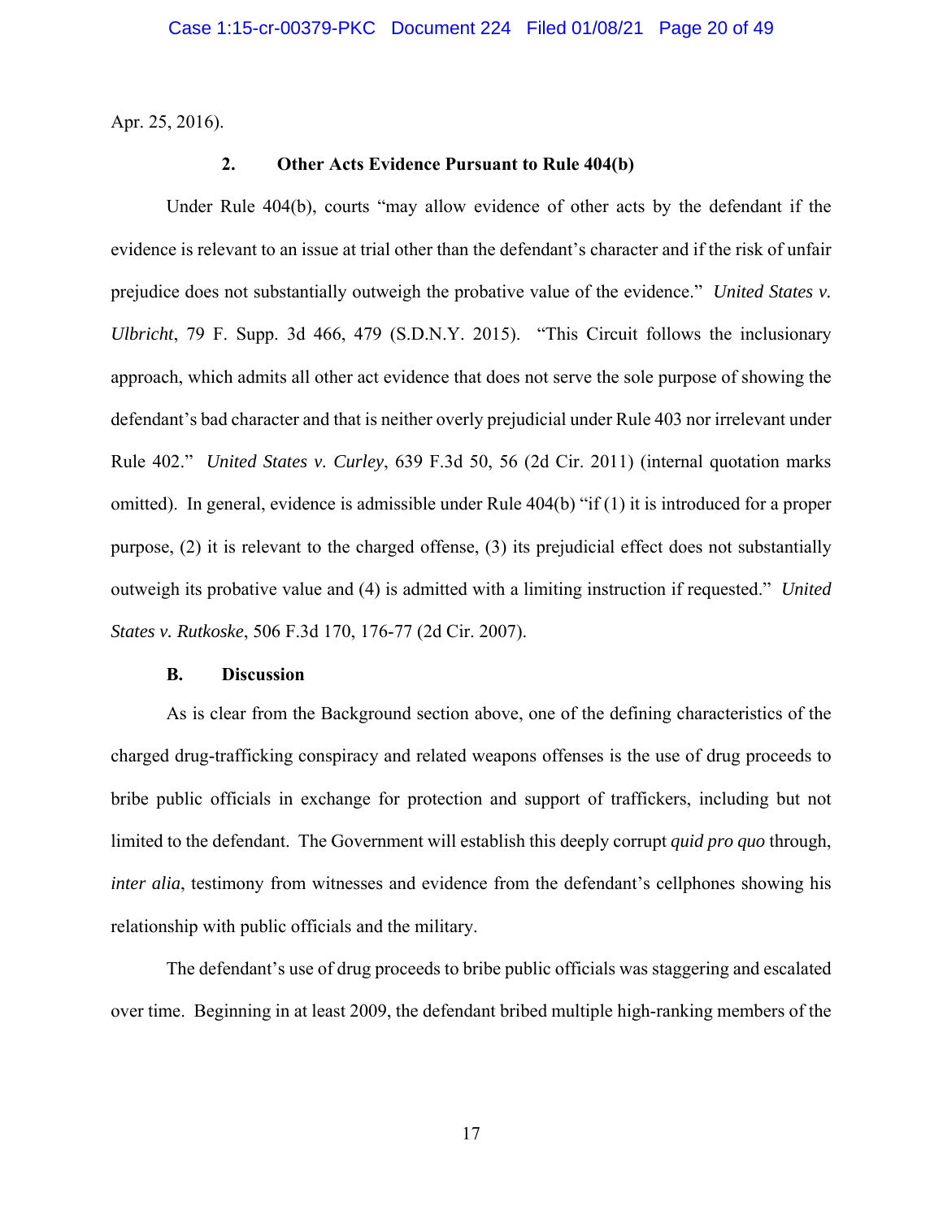Apr. 25, 2016).

### 2. Other Acts Evidence Pursuant to Rule 404(b)

Under Rule 404(b), courts "may allow evidence of other acts by the defendant if the evidence is relevant to an issue at trial other than the defendant's character and if the risk of unfair prejudice does not substantially outweigh the probative value of the evidence." *United States v. Ulbricht*, 79 F. Supp. 3d 466, 479 (S.D.N.Y. 2015). "This Circuit follows the inclusionary approach, which admits all other act evidence that does not serve the sole purpose of showing the defendant's bad character and that is neither overly prejudicial under Rule 403 nor irrelevant under Rule 402." *United States v. Curley*, 639 F.3d 50, 56 (2d Cir. 2011) (internal quotation marks omitted). In general, evidence is admissible under Rule 404(b) "if (1) it is introduced for a proper purpose, (2) it is relevant to the charged offense, (3) its prejudicial effect does not substantially outweigh its probative value and (4) is admitted with a limiting instruction if requested." *United States v. Rutkoske*, 506 F.3d 170, 176-77 (2d Cir. 2007).

## B. Discussion

As is clear from the Background section above, one of the defining characteristics of the charged drug-trafficking conspiracy and related weapons offenses is the use of drug proceeds to bribe public officials in exchange for protection and support of traffickers, including but not limited to the defendant. The Government will establish this deeply corrupt *quid pro quo* through, *inter alia*, testimony from witnesses and evidence from the defendant's cellphones showing his relationship with public officials and the military.

The defendant's use of drug proceeds to bribe public officials was staggering and escalated over time. Beginning in at least 2009, the defendant bribed multiple high-ranking members of the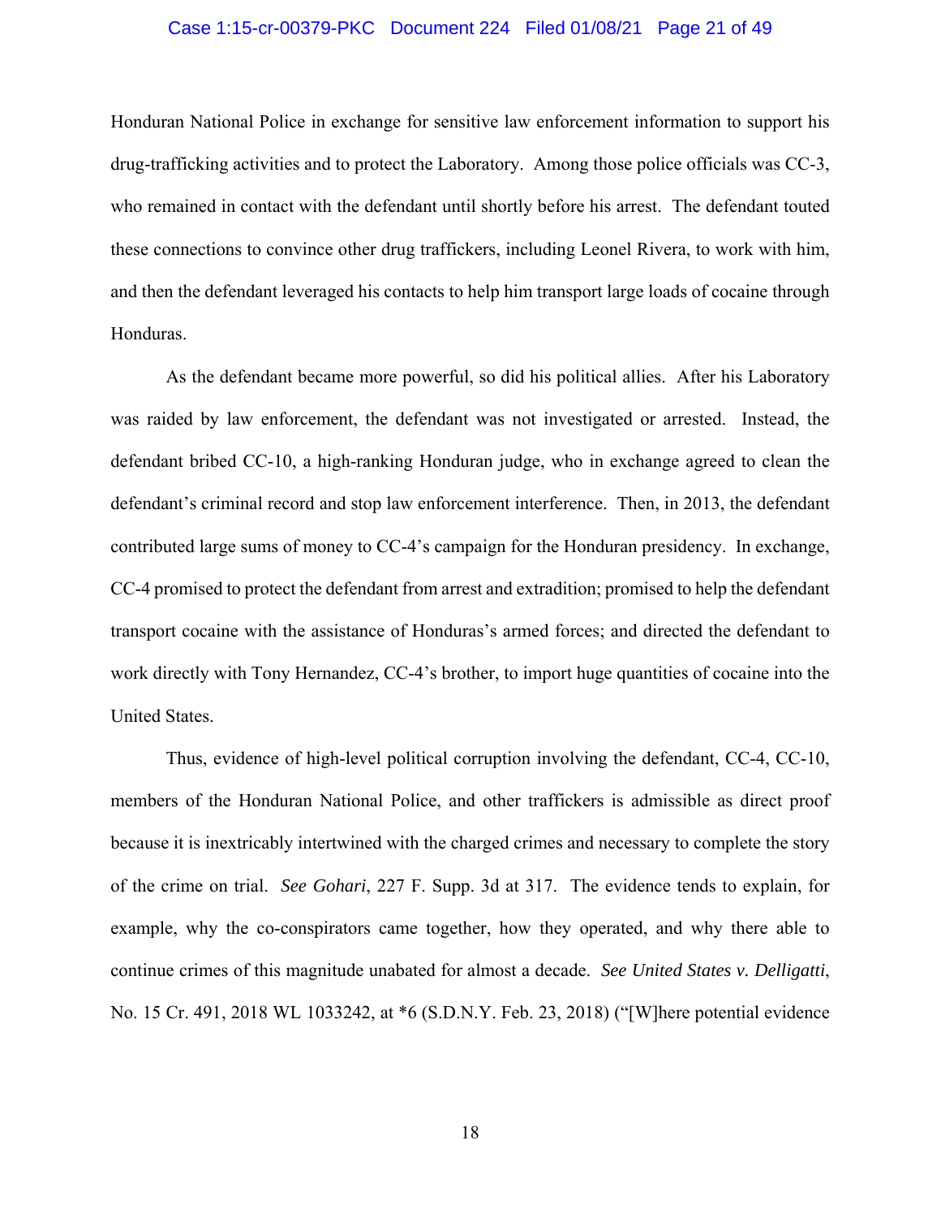Honduran National Police in exchange for sensitive law enforcement information to support his drug-trafficking activities and to protect the Laboratory. Among those police officials was CC-3, who remained in contact with the defendant until shortly before his arrest. The defendant touted these connections to convince other drug traffickers, including Leonel Rivera, to work with him, and then the defendant leveraged his contacts to help him transport large loads of cocaine through Honduras.

As the defendant became more powerful, so did his political allies. After his Laboratory was raided by law enforcement, the defendant was not investigated or arrested. Instead, the defendant bribed CC-10, a high-ranking Honduran judge, who in exchange agreed to clean the defendant's criminal record and stop law enforcement interference. Then, in 2013, the defendant contributed large sums of money to CC-4's campaign for the Honduran presidency. In exchange, CC-4 promised to protect the defendant from arrest and extradition; promised to help the defendant transport cocaine with the assistance of Honduras's armed forces; and directed the defendant to work directly with Tony Hernandez, CC-4's brother, to import huge quantities of cocaine into the United States.

Thus, evidence of high-level political corruption involving the defendant, CC-4, CC-10, members of the Honduran National Police, and other traffickers is admissible as direct proof because it is inextricably intertwined with the charged crimes and necessary to complete the story of the crime on trial. *See Gohari*, 227 F. Supp. 3d at 317. The evidence tends to explain, for example, why the co-conspirators came together, how they operated, and why there able to continue crimes of this magnitude unabated for almost a decade. *See United States v. Delligatti*, No. 15 Cr. 491, 2018 WL 1033242, at *6 (S.D.N.Y. Feb. 23, 2018) ("[W]here potential evidence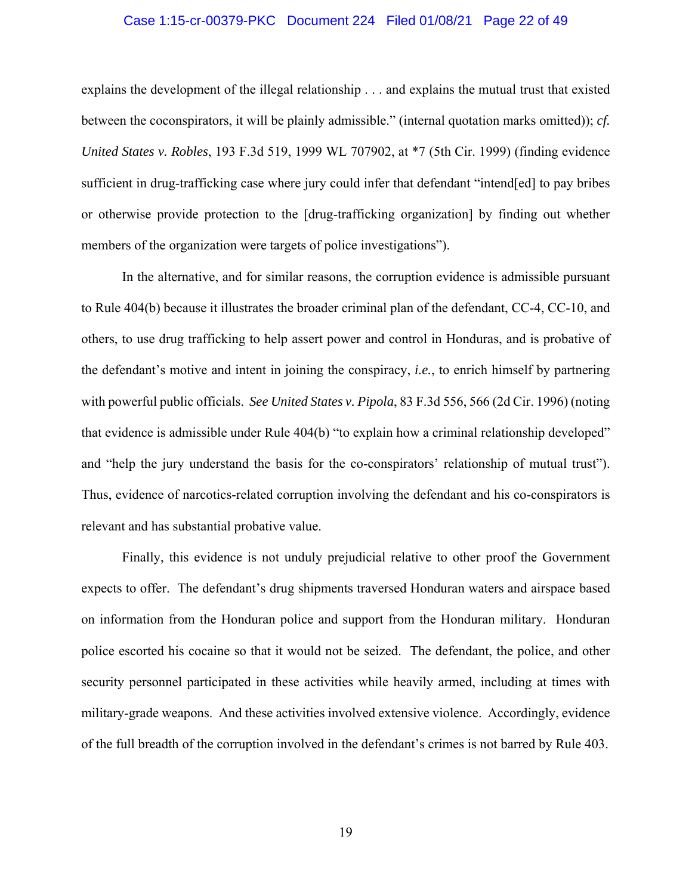explains the development of the illegal relationship . . . and explains the mutual trust that existed between the coconspirators, it will be plainly admissible." (internal quotation marks omitted)); *cf. United States v. Robles*, 193 F.3d 519, 1999 WL 707902, at *7 (5th Cir. 1999) (finding evidence sufficient in drug-trafficking case where jury could infer that defendant "intend[ed] to pay bribes or otherwise provide protection to the [drug-trafficking organization] by finding out whether members of the organization were targets of police investigations").

In the alternative, and for similar reasons, the corruption evidence is admissible pursuant to Rule 404(b) because it illustrates the broader criminal plan of the defendant, CC-4, CC-10, and others, to use drug trafficking to help assert power and control in Honduras, and is probative of the defendant's motive and intent in joining the conspiracy, *i.e.*, to enrich himself by partnering with powerful public officials. *See United States v. Pipola*, 83 F.3d 556, 566 (2d Cir. 1996) (noting that evidence is admissible under Rule 404(b) "to explain how a criminal relationship developed" and "help the jury understand the basis for the co-conspirators' relationship of mutual trust"). Thus, evidence of narcotics-related corruption involving the defendant and his co-conspirators is relevant and has substantial probative value.

Finally, this evidence is not unduly prejudicial relative to other proof the Government expects to offer. The defendant's drug shipments traversed Honduran waters and airspace based on information from the Honduran police and support from the Honduran military. Honduran police escorted his cocaine so that it would not be seized. The defendant, the police, and other security personnel participated in these activities while heavily armed, including at times with military-grade weapons. And these activities involved extensive violence. Accordingly, evidence of the full breadth of the corruption involved in the defendant's crimes is not barred by Rule 403.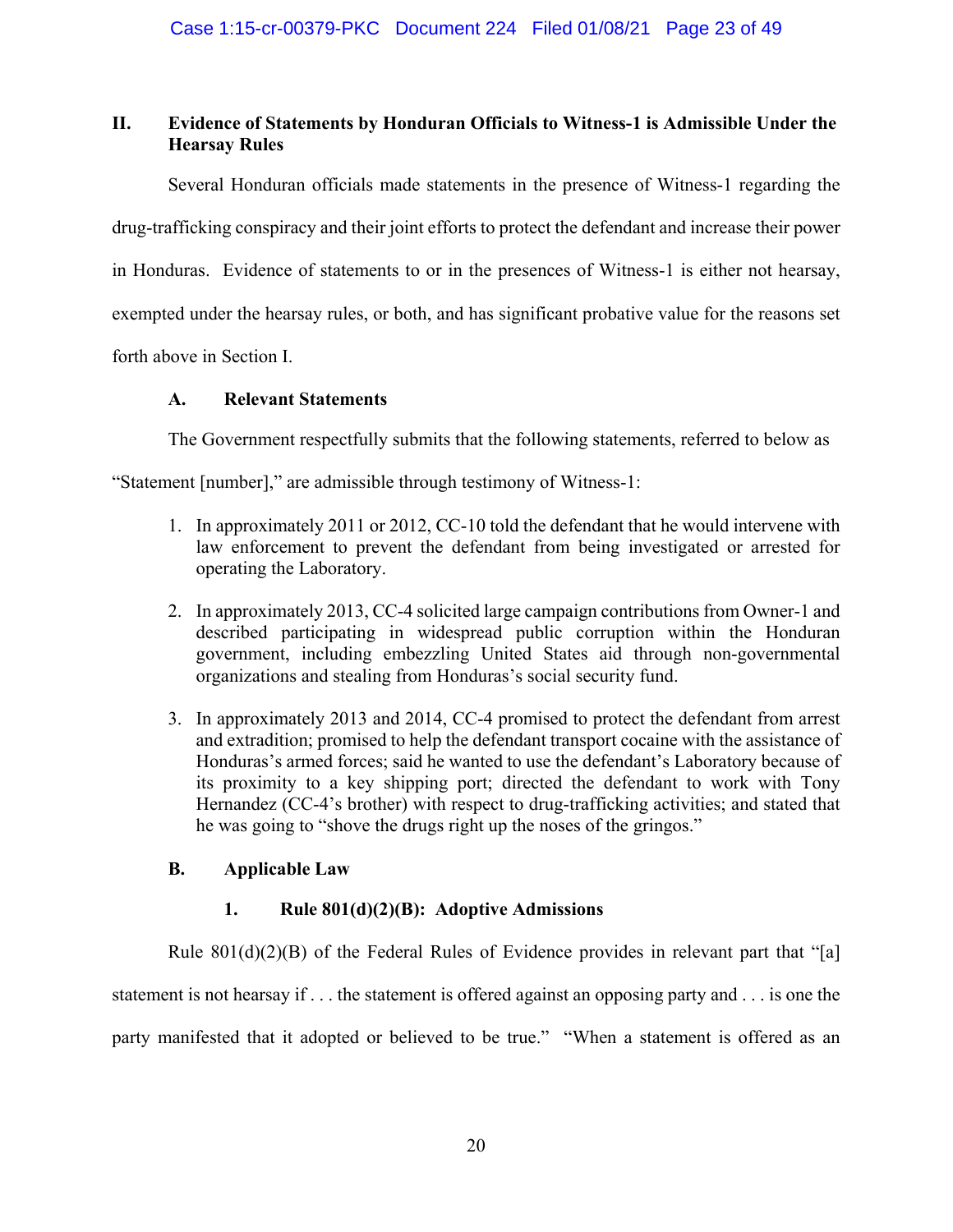## II. Evidence of Statements by Honduran Officials to Witness-1 is Admissible Under the Hearsay Rules

Several Honduran officials made statements in the presence of Witness-1 regarding the drug-trafficking conspiracy and their joint efforts to protect the defendant and increase their power in Honduras. Evidence of statements to or in the presences of Witness-1 is either not hearsay, exempted under the hearsay rules, or both, and has significant probative value for the reasons set forth above in Section I.

### A. Relevant Statements

The Government respectfully submits that the following statements, referred to below as "Statement [number]," are admissible through testimony of Witness-1:

1. In approximately 2011 or 2012, CC-10 told the defendant that he would intervene with law enforcement to prevent the defendant from being investigated or arrested for operating the Laboratory.

2. In approximately 2013, CC-4 solicited large campaign contributions from Owner-1 and described participating in widespread public corruption within the Honduran government, including embezzling United States aid through non-governmental organizations and stealing from Honduras's social security fund.

3. In approximately 2013 and 2014, CC-4 promised to protect the defendant from arrest and extradition; promised to help the defendant transport cocaine with the assistance of Honduras's armed forces; said he wanted to use the defendant's Laboratory because of its proximity to a key shipping port; directed the defendant to work with Tony Hernandez (CC-4's brother) with respect to drug-trafficking activities; and stated that he was going to "shove the drugs right up the noses of the gringos."

### B. Applicable Law

#### 1. Rule 801(d)(2)(B): Adoptive Admissions

Rule 801(d)(2)(B) of the Federal Rules of Evidence provides in relevant part that "[a] statement is not hearsay if . . . the statement is offered against an opposing party and . . . is one the party manifested that it adopted or believed to be true." "When a statement is offered as an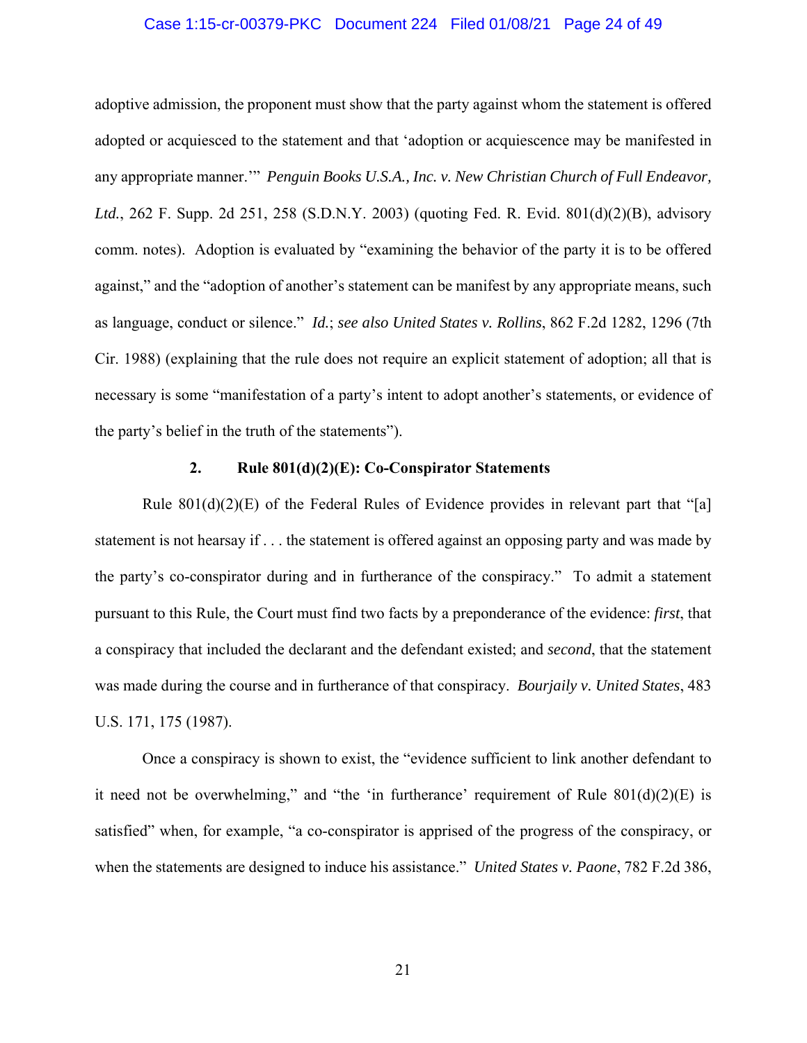adoptive admission, the proponent must show that the party against whom the statement is offered adopted or acquiesced to the statement and that 'adoption or acquiescence may be manifested in any appropriate manner.'" *Penguin Books U.S.A., Inc. v. New Christian Church of Full Endeavor, Ltd.*, 262 F. Supp. 2d 251, 258 (S.D.N.Y. 2003) (quoting Fed. R. Evid. 801(d)(2)(B), advisory comm. notes). Adoption is evaluated by "examining the behavior of the party it is to be offered against," and the "adoption of another's statement can be manifest by any appropriate means, such as language, conduct or silence." *Id.*; *see also United States v. Rollins*, 862 F.2d 1282, 1296 (7th Cir. 1988) (explaining that the rule does not require an explicit statement of adoption; all that is necessary is some "manifestation of a party's intent to adopt another's statements, or evidence of the party's belief in the truth of the statements").

### 2. Rule 801(d)(2)(E): Co-Conspirator Statements

Rule 801(d)(2)(E) of the Federal Rules of Evidence provides in relevant part that "[a] statement is not hearsay if . . . the statement is offered against an opposing party and was made by the party's co-conspirator during and in furtherance of the conspiracy." To admit a statement pursuant to this Rule, the Court must find two facts by a preponderance of the evidence: *first*, that a conspiracy that included the declarant and the defendant existed; and *second*, that the statement was made during the course and in furtherance of that conspiracy. *Bourjaily v. United States*, 483 U.S. 171, 175 (1987).

Once a conspiracy is shown to exist, the "evidence sufficient to link another defendant to it need not be overwhelming," and "the 'in furtherance' requirement of Rule 801(d)(2)(E) is satisfied" when, for example, "a co-conspirator is apprised of the progress of the conspiracy, or when the statements are designed to induce his assistance." *United States v. Paone*, 782 F.2d 386,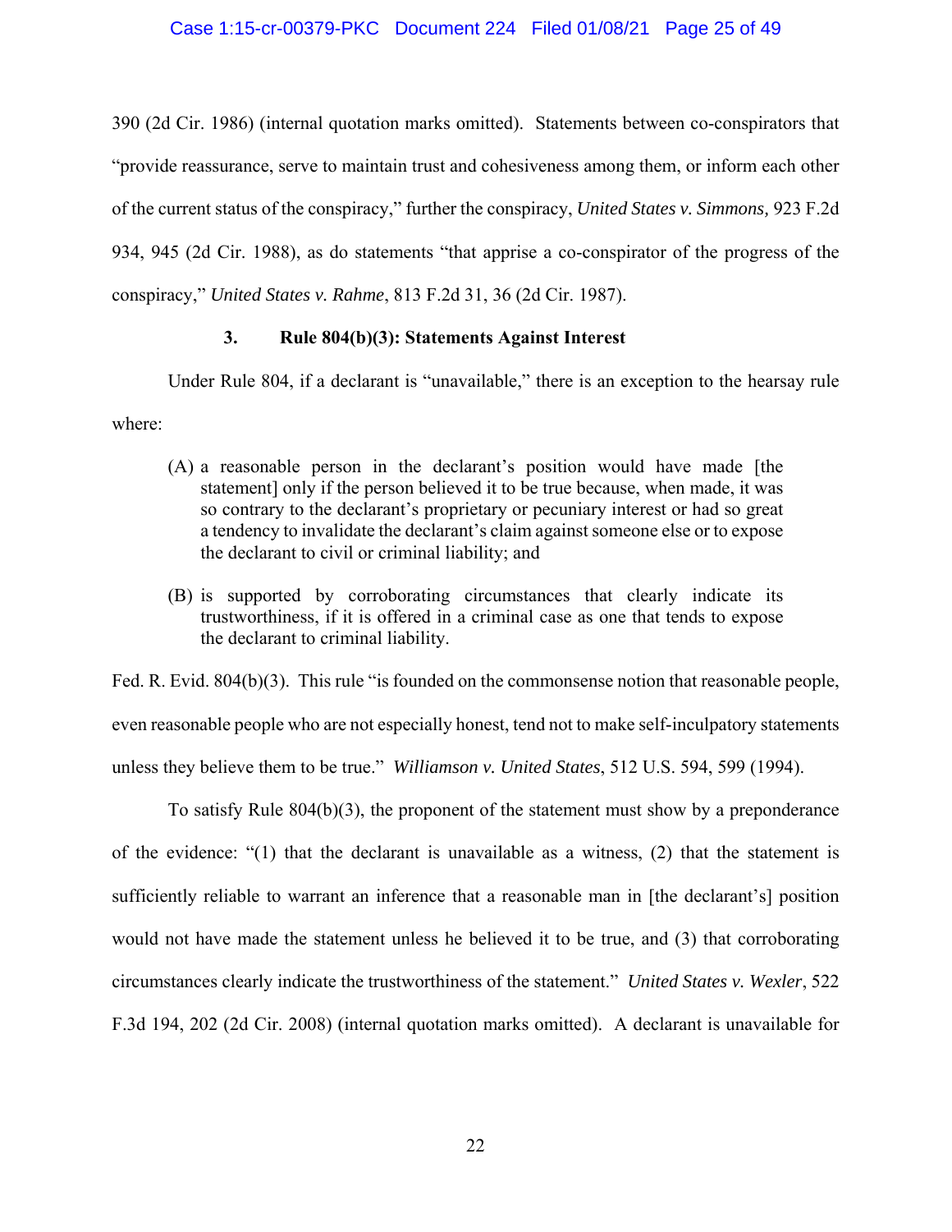390 (2d Cir. 1986) (internal quotation marks omitted). Statements between co-conspirators that "provide reassurance, serve to maintain trust and cohesiveness among them, or inform each other of the current status of the conspiracy," further the conspiracy, *United States v. Simmons,* 923 F.2d 934, 945 (2d Cir. 1988), as do statements "that apprise a co-conspirator of the progress of the conspiracy," *United States v. Rahme*, 813 F.2d 31, 36 (2d Cir. 1987).

### 3. Rule 804(b)(3): Statements Against Interest

Under Rule 804, if a declarant is "unavailable," there is an exception to the hearsay rule where:

> (A) a reasonable person in the declarant's position would have made [the statement] only if the person believed it to be true because, when made, it was so contrary to the declarant's proprietary or pecuniary interest or had so great a tendency to invalidate the declarant's claim against someone else or to expose the declarant to civil or criminal liability; and
>
> (B) is supported by corroborating circumstances that clearly indicate its trustworthiness, if it is offered in a criminal case as one that tends to expose the declarant to criminal liability.

Fed. R. Evid. 804(b)(3). This rule "is founded on the commonsense notion that reasonable people, even reasonable people who are not especially honest, tend not to make self-inculpatory statements unless they believe them to be true." *Williamson v. United States*, 512 U.S. 594, 599 (1994).

To satisfy Rule 804(b)(3), the proponent of the statement must show by a preponderance of the evidence: "(1) that the declarant is unavailable as a witness, (2) that the statement is sufficiently reliable to warrant an inference that a reasonable man in [the declarant's] position would not have made the statement unless he believed it to be true, and (3) that corroborating circumstances clearly indicate the trustworthiness of the statement." *United States v. Wexler*, 522 F.3d 194, 202 (2d Cir. 2008) (internal quotation marks omitted). A declarant is unavailable for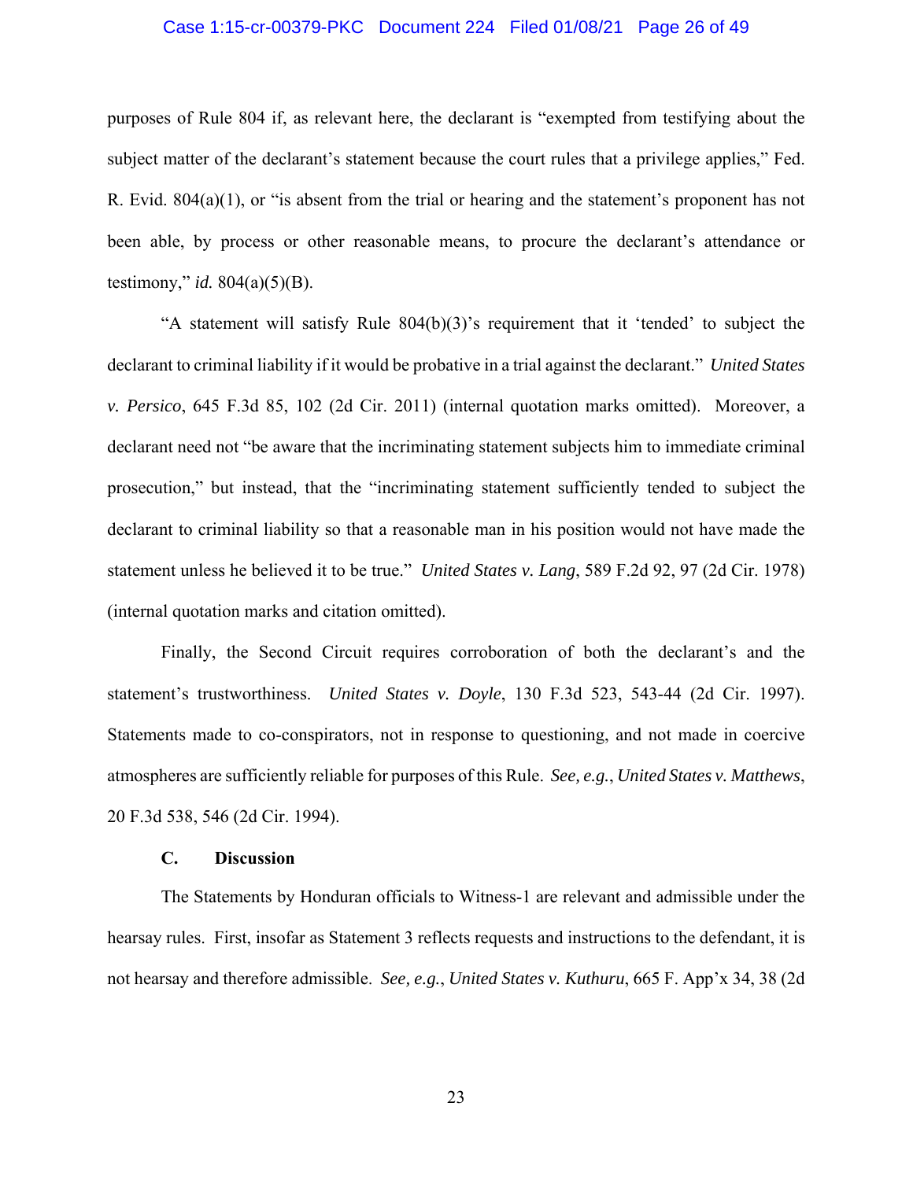purposes of Rule 804 if, as relevant here, the declarant is "exempted from testifying about the subject matter of the declarant's statement because the court rules that a privilege applies," Fed. R. Evid. 804(a)(1), or "is absent from the trial or hearing and the statement's proponent has not been able, by process or other reasonable means, to procure the declarant's attendance or testimony," *id.* 804(a)(5)(B).

"A statement will satisfy Rule 804(b)(3)'s requirement that it 'tended' to subject the declarant to criminal liability if it would be probative in a trial against the declarant." *United States v. Persico*, 645 F.3d 85, 102 (2d Cir. 2011) (internal quotation marks omitted). Moreover, a declarant need not "be aware that the incriminating statement subjects him to immediate criminal prosecution," but instead, that the "incriminating statement sufficiently tended to subject the declarant to criminal liability so that a reasonable man in his position would not have made the statement unless he believed it to be true." *United States v. Lang*, 589 F.2d 92, 97 (2d Cir. 1978) (internal quotation marks and citation omitted).

Finally, the Second Circuit requires corroboration of both the declarant's and the statement's trustworthiness. *United States v. Doyle*, 130 F.3d 523, 543-44 (2d Cir. 1997). Statements made to co-conspirators, not in response to questioning, and not made in coercive atmospheres are sufficiently reliable for purposes of this Rule. *See, e.g.*, *United States v. Matthews*, 20 F.3d 538, 546 (2d Cir. 1994).

### C. Discussion

The Statements by Honduran officials to Witness-1 are relevant and admissible under the hearsay rules. First, insofar as Statement 3 reflects requests and instructions to the defendant, it is not hearsay and therefore admissible. *See, e.g.*, *United States v. Kuthuru*, 665 F. App'x 34, 38 (2d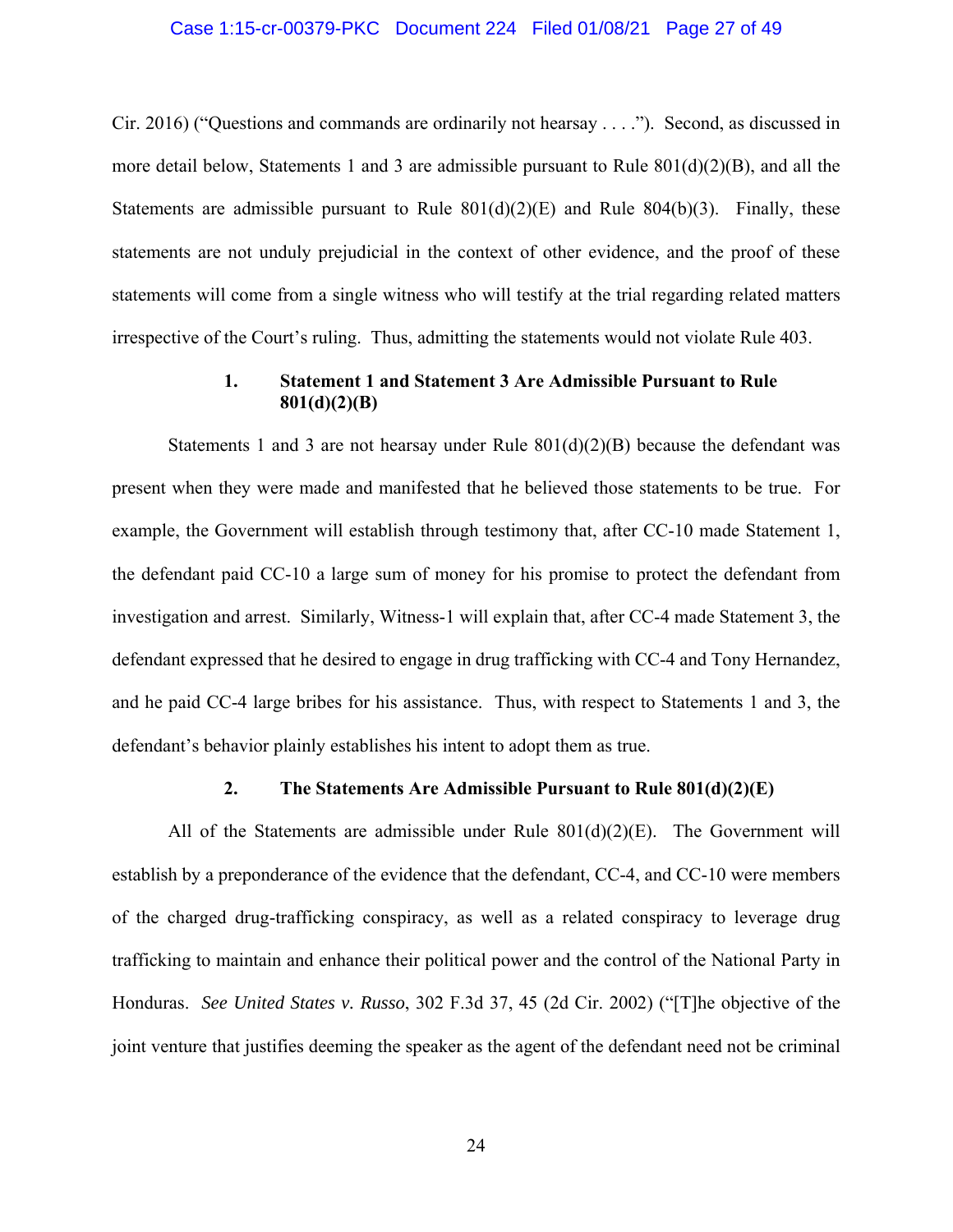Cir. 2016) ("Questions and commands are ordinarily not hearsay . . . ."). Second, as discussed in more detail below, Statements 1 and 3 are admissible pursuant to Rule 801(d)(2)(B), and all the Statements are admissible pursuant to Rule 801(d)(2)(E) and Rule 804(b)(3). Finally, these statements are not unduly prejudicial in the context of other evidence, and the proof of these statements will come from a single witness who will testify at the trial regarding related matters irrespective of the Court's ruling. Thus, admitting the statements would not violate Rule 403.

### 1. Statement 1 and Statement 3 Are Admissible Pursuant to Rule 801(d)(2)(B)

Statements 1 and 3 are not hearsay under Rule 801(d)(2)(B) because the defendant was present when they were made and manifested that he believed those statements to be true. For example, the Government will establish through testimony that, after CC-10 made Statement 1, the defendant paid CC-10 a large sum of money for his promise to protect the defendant from investigation and arrest. Similarly, Witness-1 will explain that, after CC-4 made Statement 3, the defendant expressed that he desired to engage in drug trafficking with CC-4 and Tony Hernandez, and he paid CC-4 large bribes for his assistance. Thus, with respect to Statements 1 and 3, the defendant's behavior plainly establishes his intent to adopt them as true.

### 2. The Statements Are Admissible Pursuant to Rule 801(d)(2)(E)

All of the Statements are admissible under Rule 801(d)(2)(E). The Government will establish by a preponderance of the evidence that the defendant, CC-4, and CC-10 were members of the charged drug-trafficking conspiracy, as well as a related conspiracy to leverage drug trafficking to maintain and enhance their political power and the control of the National Party in Honduras. *See United States v. Russo*, 302 F.3d 37, 45 (2d Cir. 2002) ("[T]he objective of the joint venture that justifies deeming the speaker as the agent of the defendant need not be criminal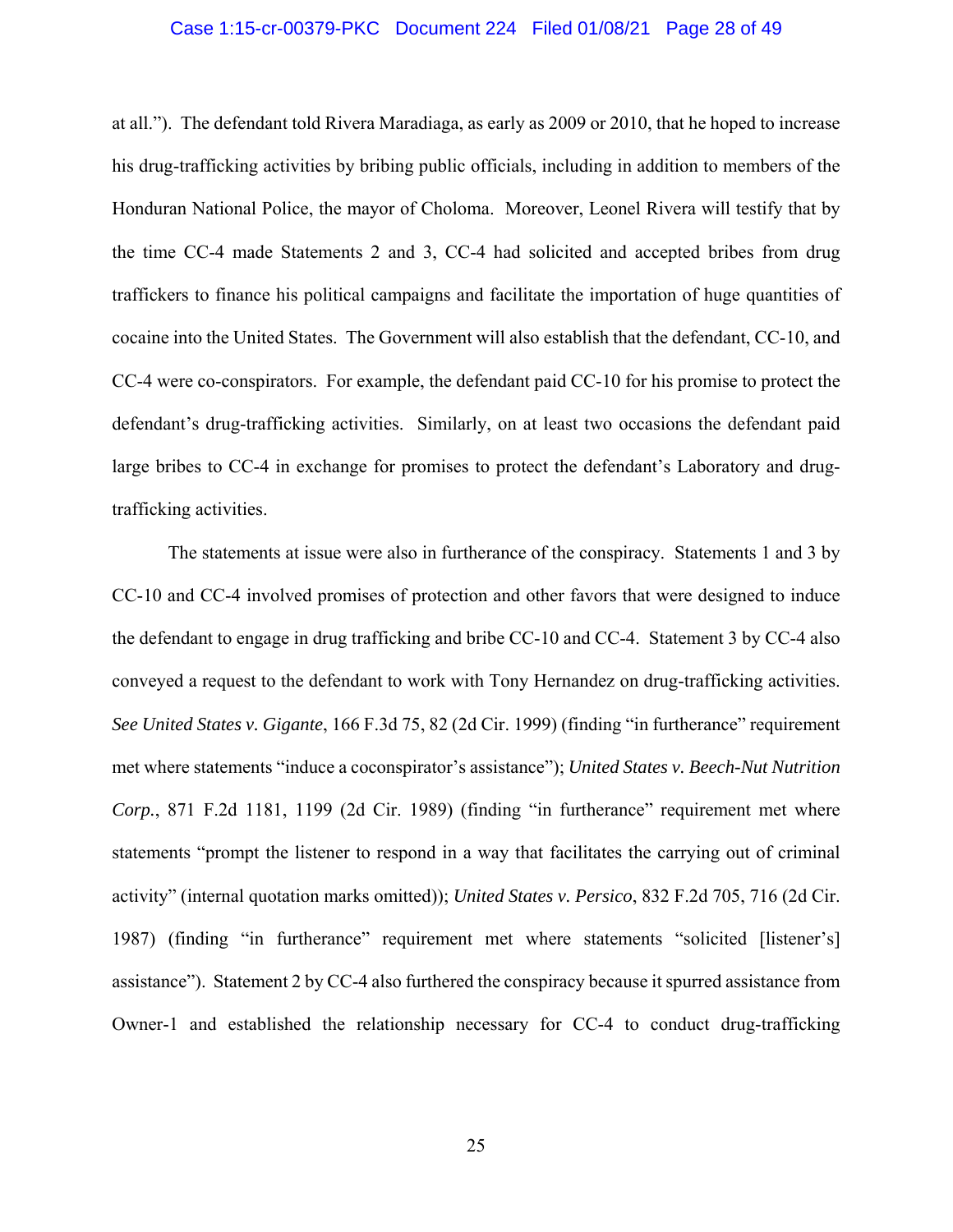at all."). The defendant told Rivera Maradiaga, as early as 2009 or 2010, that he hoped to increase his drug-trafficking activities by bribing public officials, including in addition to members of the Honduran National Police, the mayor of Choloma. Moreover, Leonel Rivera will testify that by the time CC-4 made Statements 2 and 3, CC-4 had solicited and accepted bribes from drug traffickers to finance his political campaigns and facilitate the importation of huge quantities of cocaine into the United States. The Government will also establish that the defendant, CC-10, and CC-4 were co-conspirators. For example, the defendant paid CC-10 for his promise to protect the defendant's drug-trafficking activities. Similarly, on at least two occasions the defendant paid large bribes to CC-4 in exchange for promises to protect the defendant's Laboratory and drug-trafficking activities.

The statements at issue were also in furtherance of the conspiracy. Statements 1 and 3 by CC-10 and CC-4 involved promises of protection and other favors that were designed to induce the defendant to engage in drug trafficking and bribe CC-10 and CC-4. Statement 3 by CC-4 also conveyed a request to the defendant to work with Tony Hernandez on drug-trafficking activities. *See United States v. Gigante*, 166 F.3d 75, 82 (2d Cir. 1999) (finding "in furtherance" requirement met where statements "induce a coconspirator's assistance"); *United States v. Beech-Nut Nutrition Corp.*, 871 F.2d 1181, 1199 (2d Cir. 1989) (finding "in furtherance" requirement met where statements "prompt the listener to respond in a way that facilitates the carrying out of criminal activity" (internal quotation marks omitted)); *United States v. Persico*, 832 F.2d 705, 716 (2d Cir. 1987) (finding "in furtherance" requirement met where statements "solicited [listener's] assistance"). Statement 2 by CC-4 also furthered the conspiracy because it spurred assistance from Owner-1 and established the relationship necessary for CC-4 to conduct drug-trafficking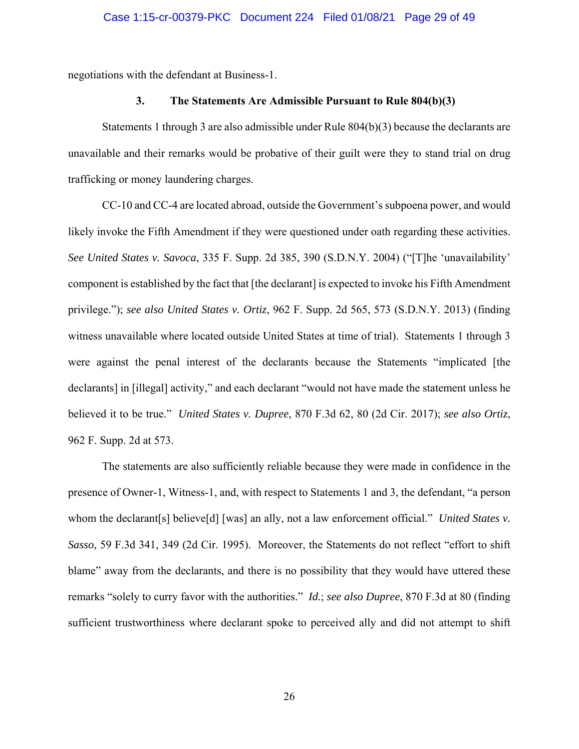negotiations with the defendant at Business-1.

### 3. The Statements Are Admissible Pursuant to Rule 804(b)(3)

Statements 1 through 3 are also admissible under Rule 804(b)(3) because the declarants are unavailable and their remarks would be probative of their guilt were they to stand trial on drug trafficking or money laundering charges.

CC-10 and CC-4 are located abroad, outside the Government's subpoena power, and would likely invoke the Fifth Amendment if they were questioned under oath regarding these activities. *See United States v. Savoca*, 335 F. Supp. 2d 385, 390 (S.D.N.Y. 2004) ("[T]he 'unavailability' component is established by the fact that [the declarant] is expected to invoke his Fifth Amendment privilege."); *see also United States v. Ortiz*, 962 F. Supp. 2d 565, 573 (S.D.N.Y. 2013) (finding witness unavailable where located outside United States at time of trial). Statements 1 through 3 were against the penal interest of the declarants because the Statements "implicated [the declarants] in [illegal] activity," and each declarant "would not have made the statement unless he believed it to be true." *United States v. Dupree*, 870 F.3d 62, 80 (2d Cir. 2017); *see also Ortiz*, 962 F. Supp. 2d at 573.

The statements are also sufficiently reliable because they were made in confidence in the presence of Owner-1, Witness-1, and, with respect to Statements 1 and 3, the defendant, "a person whom the declarant[s] believe[d] [was] an ally, not a law enforcement official." *United States v. Sasso*, 59 F.3d 341, 349 (2d Cir. 1995). Moreover, the Statements do not reflect "effort to shift blame" away from the declarants, and there is no possibility that they would have uttered these remarks "solely to curry favor with the authorities." *Id.*; *see also Dupree*, 870 F.3d at 80 (finding sufficient trustworthiness where declarant spoke to perceived ally and did not attempt to shift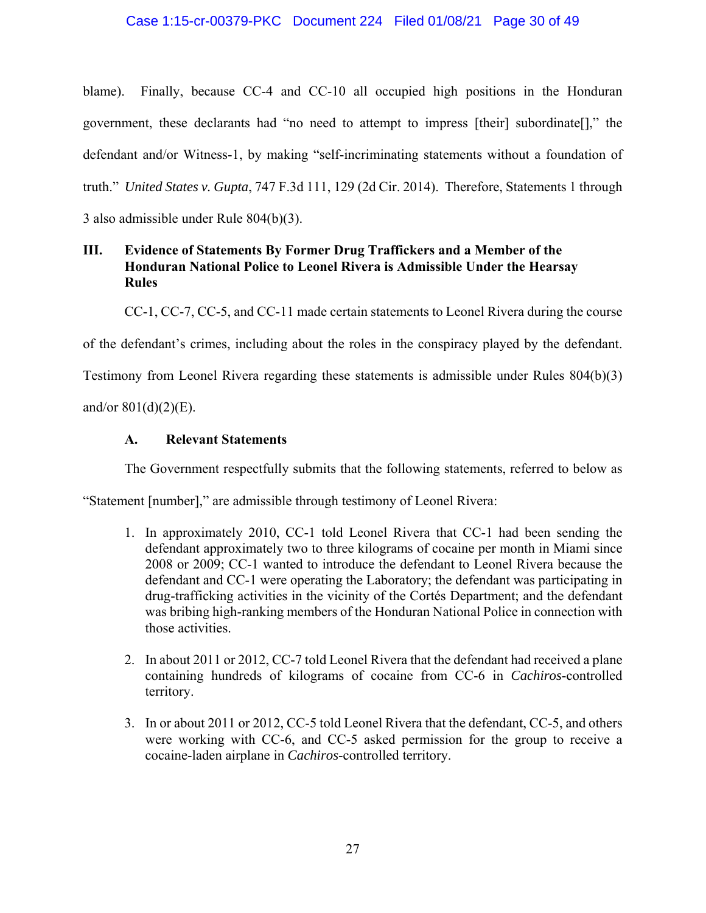blame). Finally, because CC-4 and CC-10 all occupied high positions in the Honduran government, these declarants had "no need to attempt to impress [their] subordinate[]," the defendant and/or Witness-1, by making "self-incriminating statements without a foundation of truth." *United States v. Gupta*, 747 F.3d 111, 129 (2d Cir. 2014). Therefore, Statements 1 through 3 also admissible under Rule 804(b)(3).

## III. Evidence of Statements By Former Drug Traffickers and a Member of the Honduran National Police to Leonel Rivera is Admissible Under the Hearsay Rules

CC-1, CC-7, CC-5, and CC-11 made certain statements to Leonel Rivera during the course of the defendant's crimes, including about the roles in the conspiracy played by the defendant. Testimony from Leonel Rivera regarding these statements is admissible under Rules 804(b)(3) and/or 801(d)(2)(E).

### A. Relevant Statements

The Government respectfully submits that the following statements, referred to below as "Statement [number]," are admissible through testimony of Leonel Rivera:

1. In approximately 2010, CC-1 told Leonel Rivera that CC-1 had been sending the defendant approximately two to three kilograms of cocaine per month in Miami since 2008 or 2009; CC-1 wanted to introduce the defendant to Leonel Rivera because the defendant and CC-1 were operating the Laboratory; the defendant was participating in drug-trafficking activities in the vicinity of the Cortés Department; and the defendant was bribing high-ranking members of the Honduran National Police in connection with those activities.

2. In about 2011 or 2012, CC-7 told Leonel Rivera that the defendant had received a plane containing hundreds of kilograms of cocaine from CC-6 in *Cachiros*-controlled territory.

3. In or about 2011 or 2012, CC-5 told Leonel Rivera that the defendant, CC-5, and others were working with CC-6, and CC-5 asked permission for the group to receive a cocaine-laden airplane in *Cachiros*-controlled territory.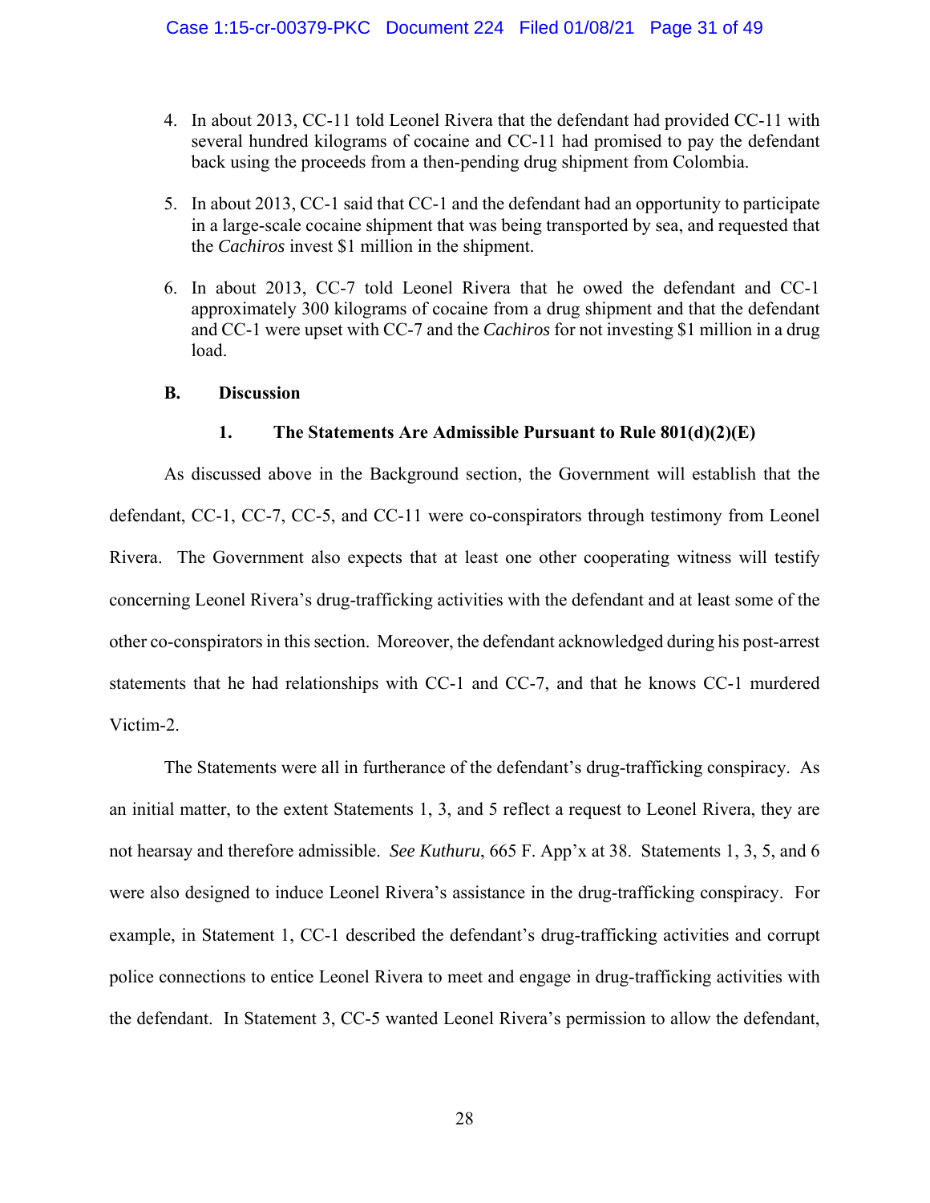4. In about 2013, CC-11 told Leonel Rivera that the defendant had provided CC-11 with several hundred kilograms of cocaine and CC-11 had promised to pay the defendant back using the proceeds from a then-pending drug shipment from Colombia.

5. In about 2013, CC-1 said that CC-1 and the defendant had an opportunity to participate in a large-scale cocaine shipment that was being transported by sea, and requested that the *Cachiros* invest $1 million in the shipment.

6. In about 2013, CC-7 told Leonel Rivera that he owed the defendant and CC-1 approximately 300 kilograms of cocaine from a drug shipment and that the defendant and CC-1 were upset with CC-7 and the *Cachiros* for not investing $1 million in a drug load.

### B. Discussion

#### 1. The Statements Are Admissible Pursuant to Rule 801(d)(2)(E)

As discussed above in the Background section, the Government will establish that the defendant, CC-1, CC-7, CC-5, and CC-11 were co-conspirators through testimony from Leonel Rivera. The Government also expects that at least one other cooperating witness will testify concerning Leonel Rivera's drug-trafficking activities with the defendant and at least some of the other co-conspirators in this section. Moreover, the defendant acknowledged during his post-arrest statements that he had relationships with CC-1 and CC-7, and that he knows CC-1 murdered Victim-2.

The Statements were all in furtherance of the defendant's drug-trafficking conspiracy. As an initial matter, to the extent Statements 1, 3, and 5 reflect a request to Leonel Rivera, they are not hearsay and therefore admissible. *See Kuthuru*, 665 F. App'x at 38. Statements 1, 3, 5, and 6 were also designed to induce Leonel Rivera's assistance in the drug-trafficking conspiracy. For example, in Statement 1, CC-1 described the defendant's drug-trafficking activities and corrupt police connections to entice Leonel Rivera to meet and engage in drug-trafficking activities with the defendant. In Statement 3, CC-5 wanted Leonel Rivera's permission to allow the defendant,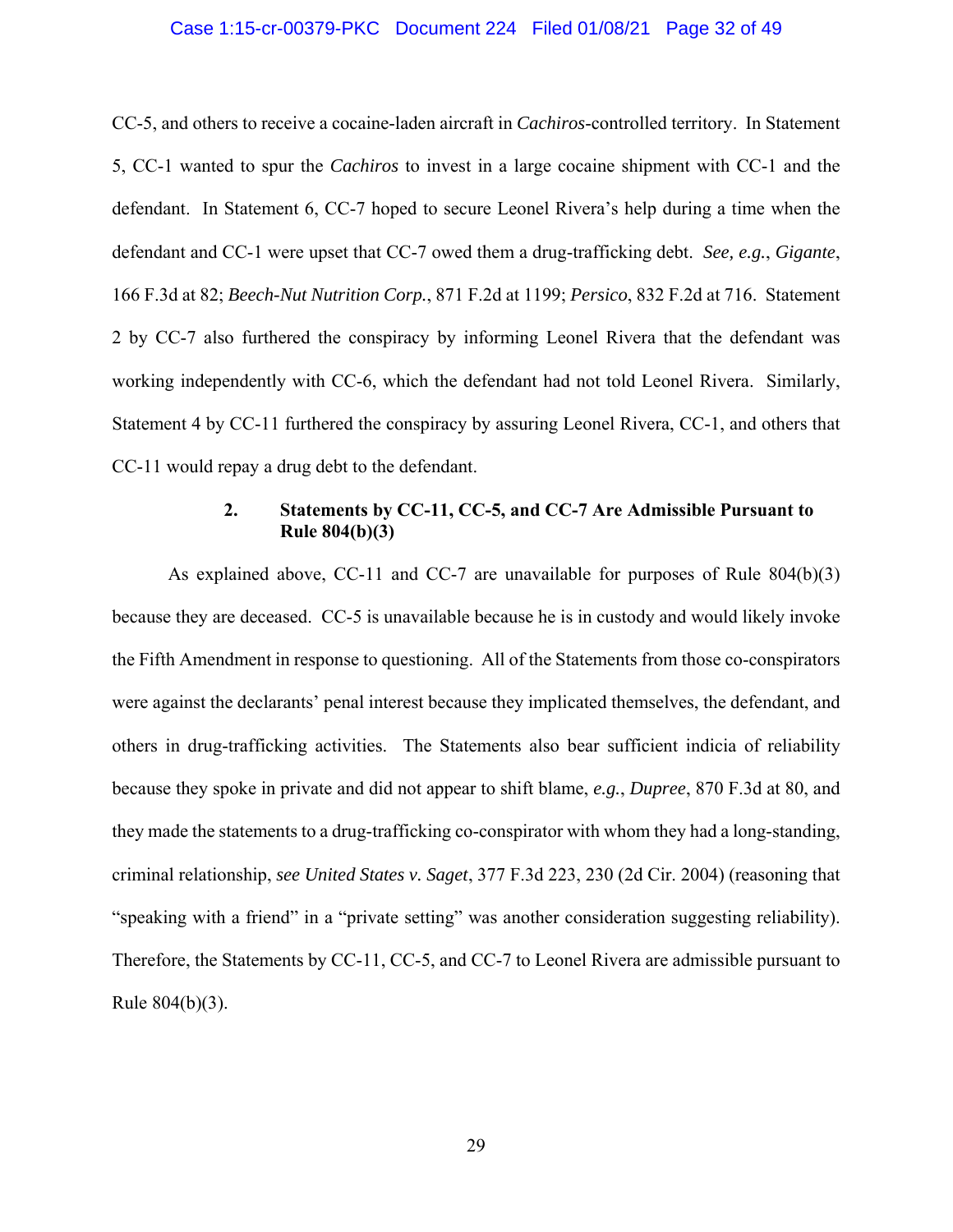CC-5, and others to receive a cocaine-laden aircraft in *Cachiros*-controlled territory. In Statement 5, CC-1 wanted to spur the *Cachiros* to invest in a large cocaine shipment with CC-1 and the defendant. In Statement 6, CC-7 hoped to secure Leonel Rivera's help during a time when the defendant and CC-1 were upset that CC-7 owed them a drug-trafficking debt. *See, e.g.*, *Gigante*, 166 F.3d at 82; *Beech-Nut Nutrition Corp.*, 871 F.2d at 1199; *Persico*, 832 F.2d at 716. Statement 2 by CC-7 also furthered the conspiracy by informing Leonel Rivera that the defendant was working independently with CC-6, which the defendant had not told Leonel Rivera. Similarly, Statement 4 by CC-11 furthered the conspiracy by assuring Leonel Rivera, CC-1, and others that CC-11 would repay a drug debt to the defendant.

### 2. Statements by CC-11, CC-5, and CC-7 Are Admissible Pursuant to Rule 804(b)(3)

As explained above, CC-11 and CC-7 are unavailable for purposes of Rule 804(b)(3) because they are deceased. CC-5 is unavailable because he is in custody and would likely invoke the Fifth Amendment in response to questioning. All of the Statements from those co-conspirators were against the declarants' penal interest because they implicated themselves, the defendant, and others in drug-trafficking activities. The Statements also bear sufficient indicia of reliability because they spoke in private and did not appear to shift blame, *e.g.*, *Dupree*, 870 F.3d at 80, and they made the statements to a drug-trafficking co-conspirator with whom they had a long-standing, criminal relationship, *see United States v. Saget*, 377 F.3d 223, 230 (2d Cir. 2004) (reasoning that "speaking with a friend" in a "private setting" was another consideration suggesting reliability). Therefore, the Statements by CC-11, CC-5, and CC-7 to Leonel Rivera are admissible pursuant to Rule 804(b)(3).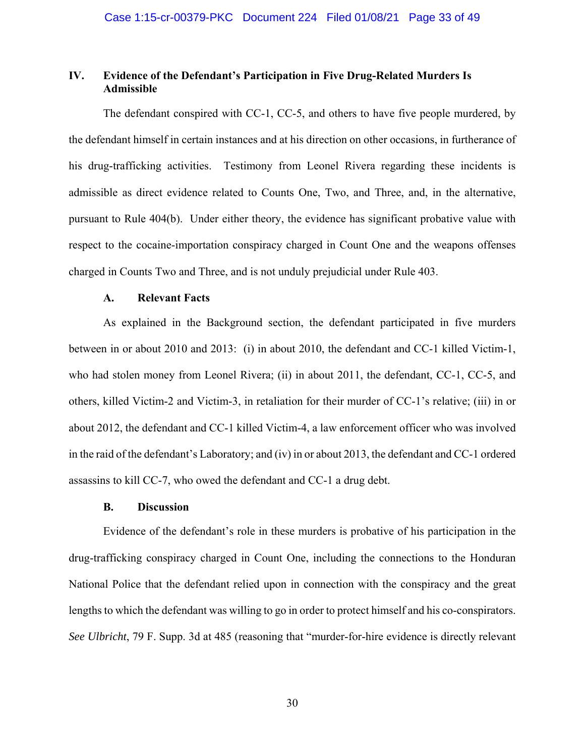## IV. Evidence of the Defendant's Participation in Five Drug-Related Murders Is Admissible

The defendant conspired with CC-1, CC-5, and others to have five people murdered, by the defendant himself in certain instances and at his direction on other occasions, in furtherance of his drug-trafficking activities. Testimony from Leonel Rivera regarding these incidents is admissible as direct evidence related to Counts One, Two, and Three, and, in the alternative, pursuant to Rule 404(b). Under either theory, the evidence has significant probative value with respect to the cocaine-importation conspiracy charged in Count One and the weapons offenses charged in Counts Two and Three, and is not unduly prejudicial under Rule 403.

### A. Relevant Facts

As explained in the Background section, the defendant participated in five murders between in or about 2010 and 2013: (i) in about 2010, the defendant and CC-1 killed Victim-1, who had stolen money from Leonel Rivera; (ii) in about 2011, the defendant, CC-1, CC-5, and others, killed Victim-2 and Victim-3, in retaliation for their murder of CC-1's relative; (iii) in or about 2012, the defendant and CC-1 killed Victim-4, a law enforcement officer who was involved in the raid of the defendant's Laboratory; and (iv) in or about 2013, the defendant and CC-1 ordered assassins to kill CC-7, who owed the defendant and CC-1 a drug debt.

### B. Discussion

Evidence of the defendant's role in these murders is probative of his participation in the drug-trafficking conspiracy charged in Count One, including the connections to the Honduran National Police that the defendant relied upon in connection with the conspiracy and the great lengths to which the defendant was willing to go in order to protect himself and his co-conspirators. *See Ulbricht*, 79 F. Supp. 3d at 485 (reasoning that "murder-for-hire evidence is directly relevant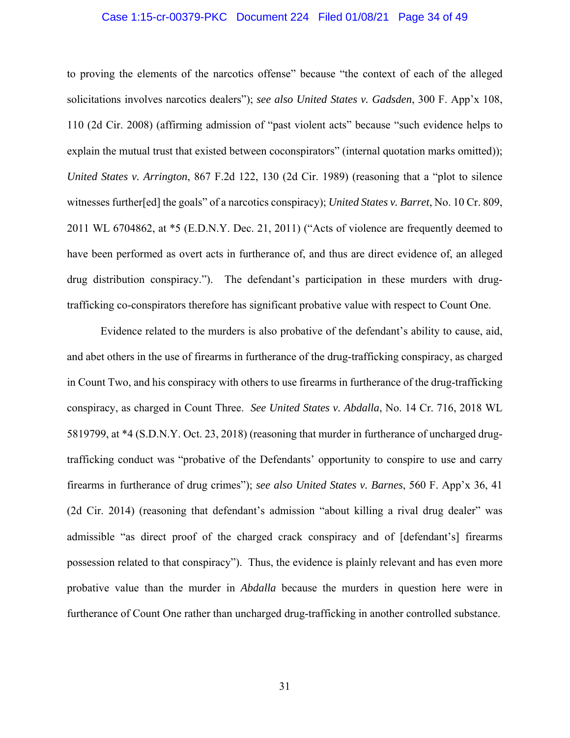to proving the elements of the narcotics offense" because "the context of each of the alleged solicitations involves narcotics dealers"); *see also United States v. Gadsden*, 300 F. App'x 108, 110 (2d Cir. 2008) (affirming admission of "past violent acts" because "such evidence helps to explain the mutual trust that existed between coconspirators" (internal quotation marks omitted)); *United States v. Arrington*, 867 F.2d 122, 130 (2d Cir. 1989) (reasoning that a "plot to silence witnesses further[ed] the goals" of a narcotics conspiracy); *United States v. Barret*, No. 10 Cr. 809, 2011 WL 6704862, at *5 (E.D.N.Y. Dec. 21, 2011) ("Acts of violence are frequently deemed to have been performed as overt acts in furtherance of, and thus are direct evidence of, an alleged drug distribution conspiracy."). The defendant's participation in these murders with drug-trafficking co-conspirators therefore has significant probative value with respect to Count One.

Evidence related to the murders is also probative of the defendant's ability to cause, aid, and abet others in the use of firearms in furtherance of the drug-trafficking conspiracy, as charged in Count Two, and his conspiracy with others to use firearms in furtherance of the drug-trafficking conspiracy, as charged in Count Three. *See United States v. Abdalla*, No. 14 Cr. 716, 2018 WL 5819799, at *4 (S.D.N.Y. Oct. 23, 2018) (reasoning that murder in furtherance of uncharged drug-trafficking conduct was "probative of the Defendants' opportunity to conspire to use and carry firearms in furtherance of drug crimes"); *see also United States v. Barnes*, 560 F. App'x 36, 41 (2d Cir. 2014) (reasoning that defendant's admission "about killing a rival drug dealer" was admissible "as direct proof of the charged crack conspiracy and of [defendant's] firearms possession related to that conspiracy"). Thus, the evidence is plainly relevant and has even more probative value than the murder in *Abdalla* because the murders in question here were in furtherance of Count One rather than uncharged drug-trafficking in another controlled substance.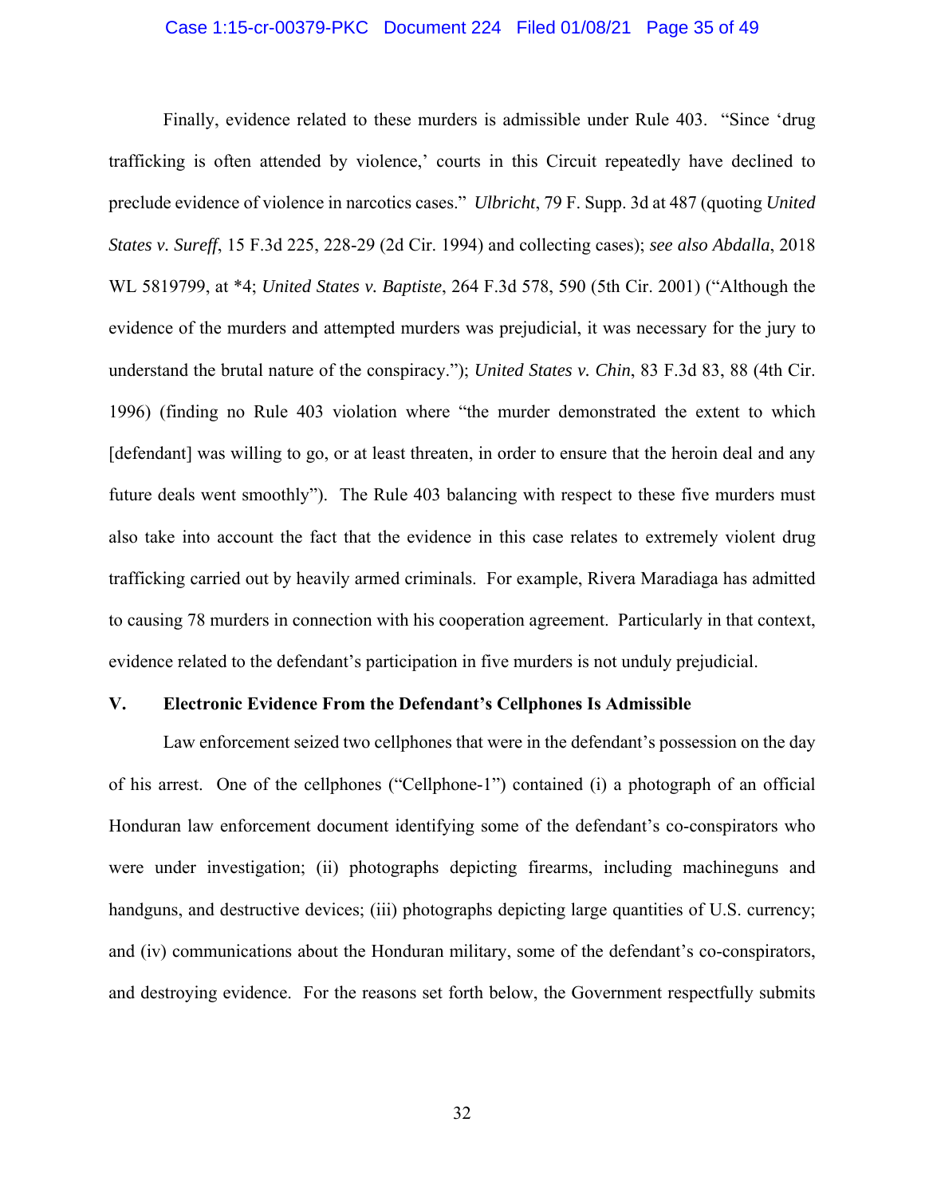Finally, evidence related to these murders is admissible under Rule 403. "Since 'drug trafficking is often attended by violence,' courts in this Circuit repeatedly have declined to preclude evidence of violence in narcotics cases." *Ulbricht*, 79 F. Supp. 3d at 487 (quoting *United States v. Sureff*, 15 F.3d 225, 228-29 (2d Cir. 1994) and collecting cases); *see also Abdalla*, 2018 WL 5819799, at *4; *United States v. Baptiste*, 264 F.3d 578, 590 (5th Cir. 2001) ("Although the evidence of the murders and attempted murders was prejudicial, it was necessary for the jury to understand the brutal nature of the conspiracy."); *United States v. Chin*, 83 F.3d 83, 88 (4th Cir. 1996) (finding no Rule 403 violation where "the murder demonstrated the extent to which [defendant] was willing to go, or at least threaten, in order to ensure that the heroin deal and any future deals went smoothly"). The Rule 403 balancing with respect to these five murders must also take into account the fact that the evidence in this case relates to extremely violent drug trafficking carried out by heavily armed criminals. For example, Rivera Maradiaga has admitted to causing 78 murders in connection with his cooperation agreement. Particularly in that context, evidence related to the defendant's participation in five murders is not unduly prejudicial.

## V. Electronic Evidence From the Defendant's Cellphones Is Admissible

Law enforcement seized two cellphones that were in the defendant's possession on the day of his arrest. One of the cellphones ("Cellphone-1") contained (i) a photograph of an official Honduran law enforcement document identifying some of the defendant's co-conspirators who were under investigation; (ii) photographs depicting firearms, including machineguns and handguns, and destructive devices; (iii) photographs depicting large quantities of U.S. currency; and (iv) communications about the Honduran military, some of the defendant's co-conspirators, and destroying evidence. For the reasons set forth below, the Government respectfully submits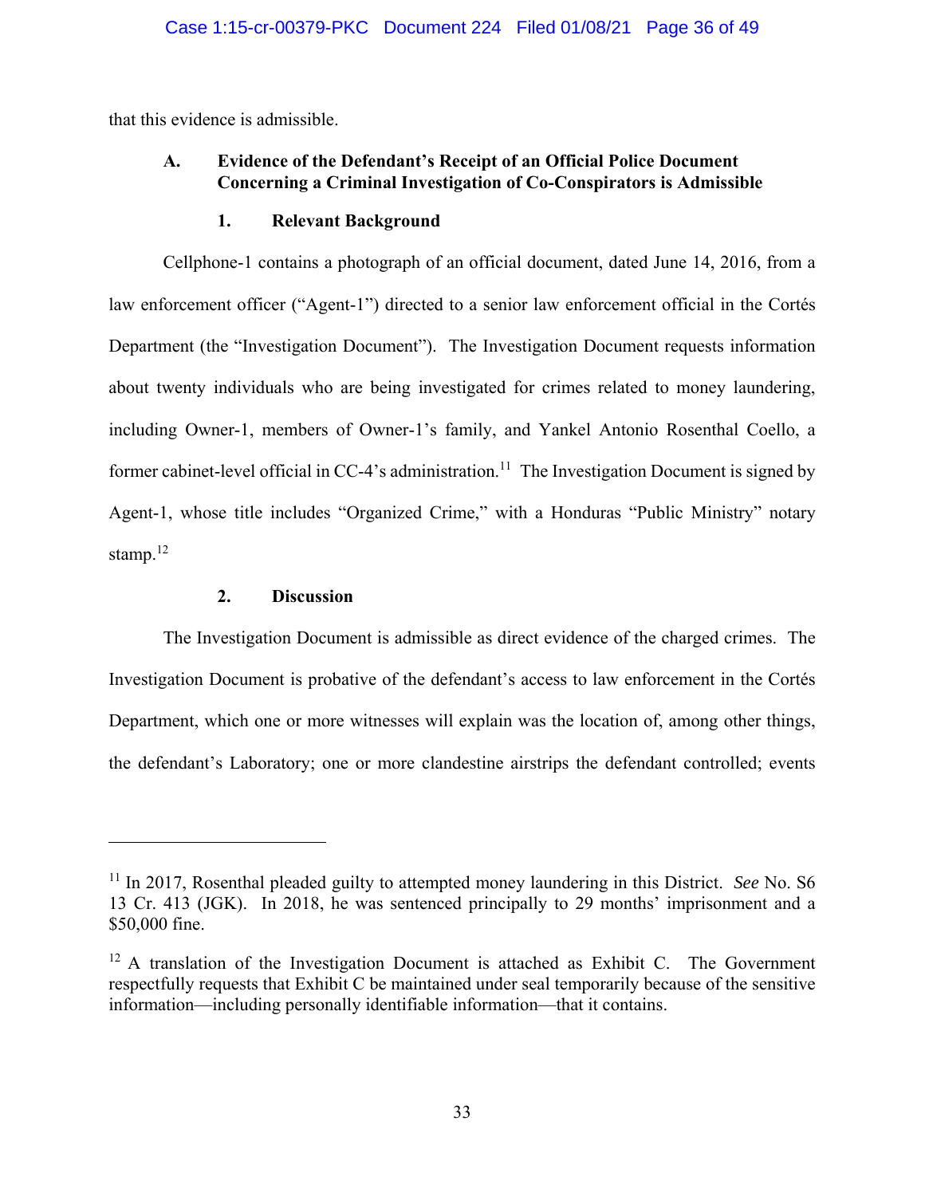that this evidence is admissible.

### A. Evidence of the Defendant's Receipt of an Official Police Document Concerning a Criminal Investigation of Co-Conspirators is Admissible

#### 1. Relevant Background

Cellphone-1 contains a photograph of an official document, dated June 14, 2016, from a law enforcement officer ("Agent-1") directed to a senior law enforcement official in the Cortés Department (the "Investigation Document"). The Investigation Document requests information about twenty individuals who are being investigated for crimes related to money laundering, including Owner-1, members of Owner-1's family, and Yankel Antonio Rosenthal Coello, a former cabinet-level official in CC-4's administration.[11] The Investigation Document is signed by Agent-1, whose title includes "Organized Crime," with a Honduras "Public Ministry" notary stamp.[12]

#### 2. Discussion

The Investigation Document is admissible as direct evidence of the charged crimes. The Investigation Document is probative of the defendant's access to law enforcement in the Cortés Department, which one or more witnesses will explain was the location of, among other things, the defendant's Laboratory; one or more clandestine airstrips the defendant controlled; events

---

[11] In 2017, Rosenthal pleaded guilty to attempted money laundering in this District. *See* No. S6 13 Cr. 413 (JGK). In 2018, he was sentenced principally to 29 months' imprisonment and a $50,000 fine.

[12] A translation of the Investigation Document is attached as Exhibit C. The Government respectfully requests that Exhibit C be maintained under seal temporarily because of the sensitive information—including personally identifiable information—that it contains.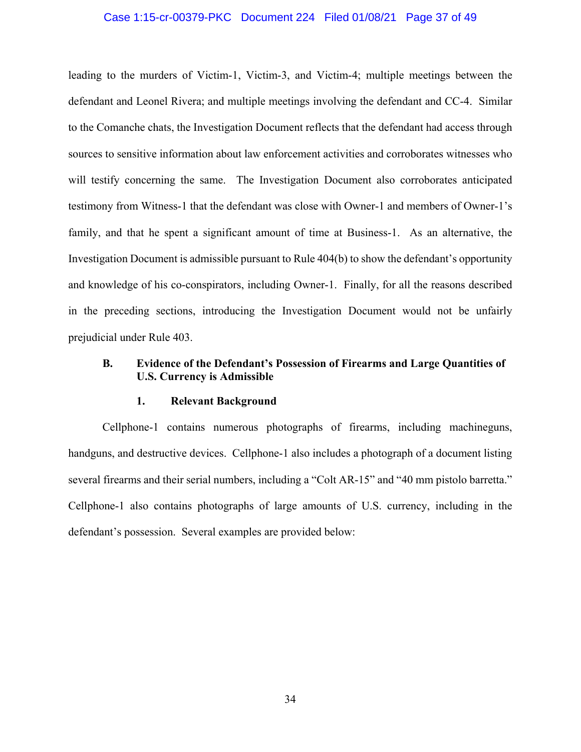leading to the murders of Victim-1, Victim-3, and Victim-4; multiple meetings between the defendant and Leonel Rivera; and multiple meetings involving the defendant and CC-4. Similar to the Comanche chats, the Investigation Document reflects that the defendant had access through sources to sensitive information about law enforcement activities and corroborates witnesses who will testify concerning the same. The Investigation Document also corroborates anticipated testimony from Witness-1 that the defendant was close with Owner-1 and members of Owner-1's family, and that he spent a significant amount of time at Business-1. As an alternative, the Investigation Document is admissible pursuant to Rule 404(b) to show the defendant's opportunity and knowledge of his co-conspirators, including Owner-1. Finally, for all the reasons described in the preceding sections, introducing the Investigation Document would not be unfairly prejudicial under Rule 403.

### B. Evidence of the Defendant's Possession of Firearms and Large Quantities of U.S. Currency is Admissible

#### 1. Relevant Background

Cellphone-1 contains numerous photographs of firearms, including machineguns, handguns, and destructive devices. Cellphone-1 also includes a photograph of a document listing several firearms and their serial numbers, including a "Colt AR-15" and "40 mm pistolo barretta." Cellphone-1 also contains photographs of large amounts of U.S. currency, including in the defendant's possession. Several examples are provided below: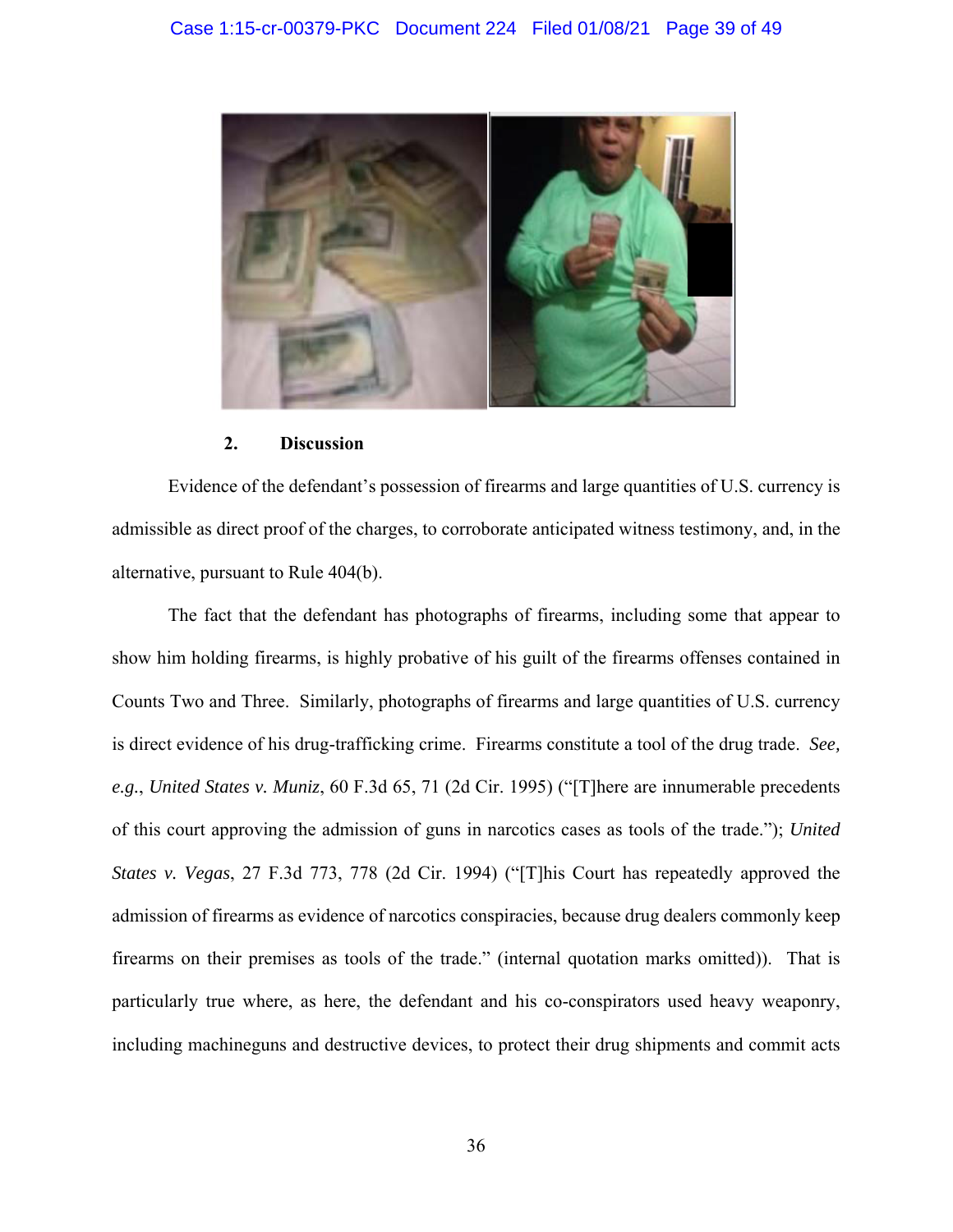### 2. Discussion

Evidence of the defendant's possession of firearms and large quantities of U.S. currency is admissible as direct proof of the charges, to corroborate anticipated witness testimony, and, in the alternative, pursuant to Rule 404(b).

The fact that the defendant has photographs of firearms, including some that appear to show him holding firearms, is highly probative of his guilt of the firearms offenses contained in Counts Two and Three. Similarly, photographs of firearms and large quantities of U.S. currency is direct evidence of his drug-trafficking crime. Firearms constitute a tool of the drug trade. *See, e.g.*, *United States v. Muniz*, 60 F.3d 65, 71 (2d Cir. 1995) ("[T]here are innumerable precedents of this court approving the admission of guns in narcotics cases as tools of the trade."); *United States v. Vegas*, 27 F.3d 773, 778 (2d Cir. 1994) ("[T]his Court has repeatedly approved the admission of firearms as evidence of narcotics conspiracies, because drug dealers commonly keep firearms on their premises as tools of the trade." (internal quotation marks omitted)). That is particularly true where, as here, the defendant and his co-conspirators used heavy weaponry, including machineguns and destructive devices, to protect their drug shipments and commit acts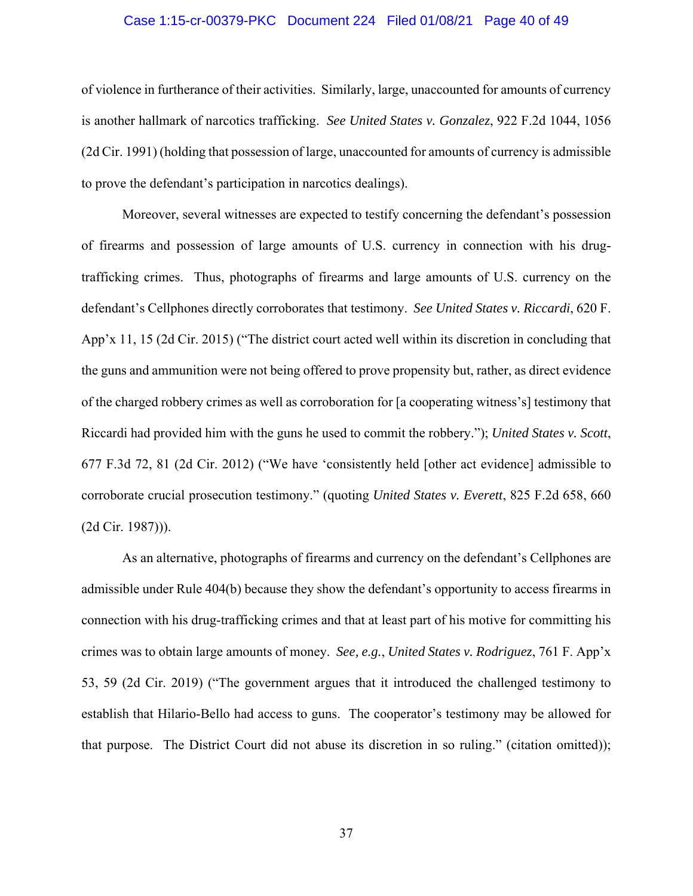of violence in furtherance of their activities. Similarly, large, unaccounted for amounts of currency is another hallmark of narcotics trafficking. *See United States v. Gonzalez*, 922 F.2d 1044, 1056 (2d Cir. 1991) (holding that possession of large, unaccounted for amounts of currency is admissible to prove the defendant's participation in narcotics dealings).

Moreover, several witnesses are expected to testify concerning the defendant's possession of firearms and possession of large amounts of U.S. currency in connection with his drug-trafficking crimes. Thus, photographs of firearms and large amounts of U.S. currency on the defendant's Cellphones directly corroborates that testimony. *See United States v. Riccardi*, 620 F. App'x 11, 15 (2d Cir. 2015) ("The district court acted well within its discretion in concluding that the guns and ammunition were not being offered to prove propensity but, rather, as direct evidence of the charged robbery crimes as well as corroboration for [a cooperating witness's] testimony that Riccardi had provided him with the guns he used to commit the robbery."); *United States v. Scott*, 677 F.3d 72, 81 (2d Cir. 2012) ("We have 'consistently held [other act evidence] admissible to corroborate crucial prosecution testimony." (quoting *United States v. Everett*, 825 F.2d 658, 660 (2d Cir. 1987))).

As an alternative, photographs of firearms and currency on the defendant's Cellphones are admissible under Rule 404(b) because they show the defendant's opportunity to access firearms in connection with his drug-trafficking crimes and that at least part of his motive for committing his crimes was to obtain large amounts of money. *See, e.g.*, *United States v. Rodriguez*, 761 F. App'x 53, 59 (2d Cir. 2019) ("The government argues that it introduced the challenged testimony to establish that Hilario-Bello had access to guns. The cooperator's testimony may be allowed for that purpose. The District Court did not abuse its discretion in so ruling." (citation omitted));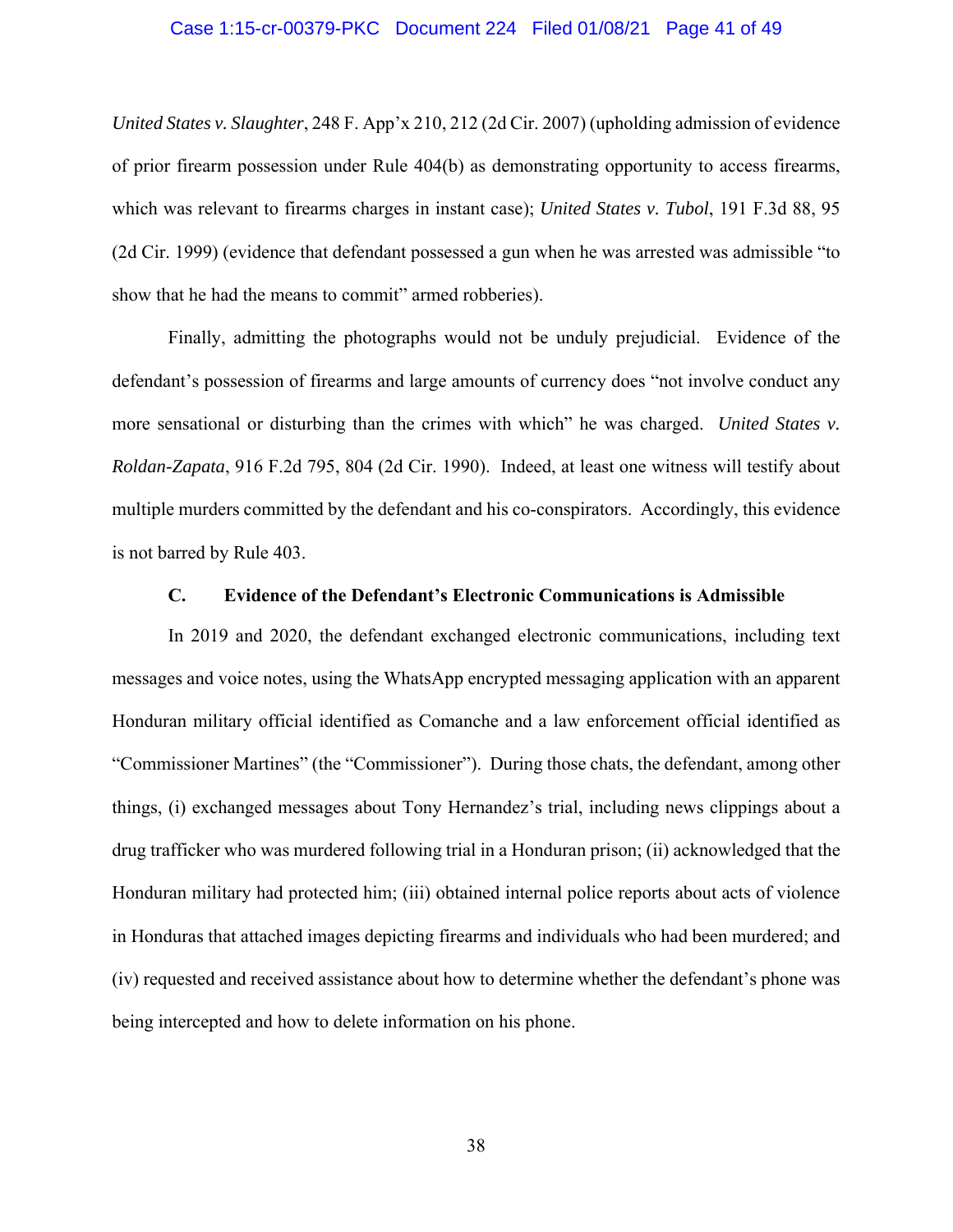*United States v. Slaughter*, 248 F. App'x 210, 212 (2d Cir. 2007) (upholding admission of evidence of prior firearm possession under Rule 404(b) as demonstrating opportunity to access firearms, which was relevant to firearms charges in instant case); *United States v. Tubol*, 191 F.3d 88, 95 (2d Cir. 1999) (evidence that defendant possessed a gun when he was arrested was admissible "to show that he had the means to commit" armed robberies).

Finally, admitting the photographs would not be unduly prejudicial. Evidence of the defendant's possession of firearms and large amounts of currency does "not involve conduct any more sensational or disturbing than the crimes with which" he was charged. *United States v. Roldan-Zapata*, 916 F.2d 795, 804 (2d Cir. 1990). Indeed, at least one witness will testify about multiple murders committed by the defendant and his co-conspirators. Accordingly, this evidence is not barred by Rule 403.

### C. Evidence of the Defendant's Electronic Communications is Admissible

In 2019 and 2020, the defendant exchanged electronic communications, including text messages and voice notes, using the WhatsApp encrypted messaging application with an apparent Honduran military official identified as Comanche and a law enforcement official identified as "Commissioner Martines" (the "Commissioner"). During those chats, the defendant, among other things, (i) exchanged messages about Tony Hernandez's trial, including news clippings about a drug trafficker who was murdered following trial in a Honduran prison; (ii) acknowledged that the Honduran military had protected him; (iii) obtained internal police reports about acts of violence in Honduras that attached images depicting firearms and individuals who had been murdered; and (iv) requested and received assistance about how to determine whether the defendant's phone was being intercepted and how to delete information on his phone.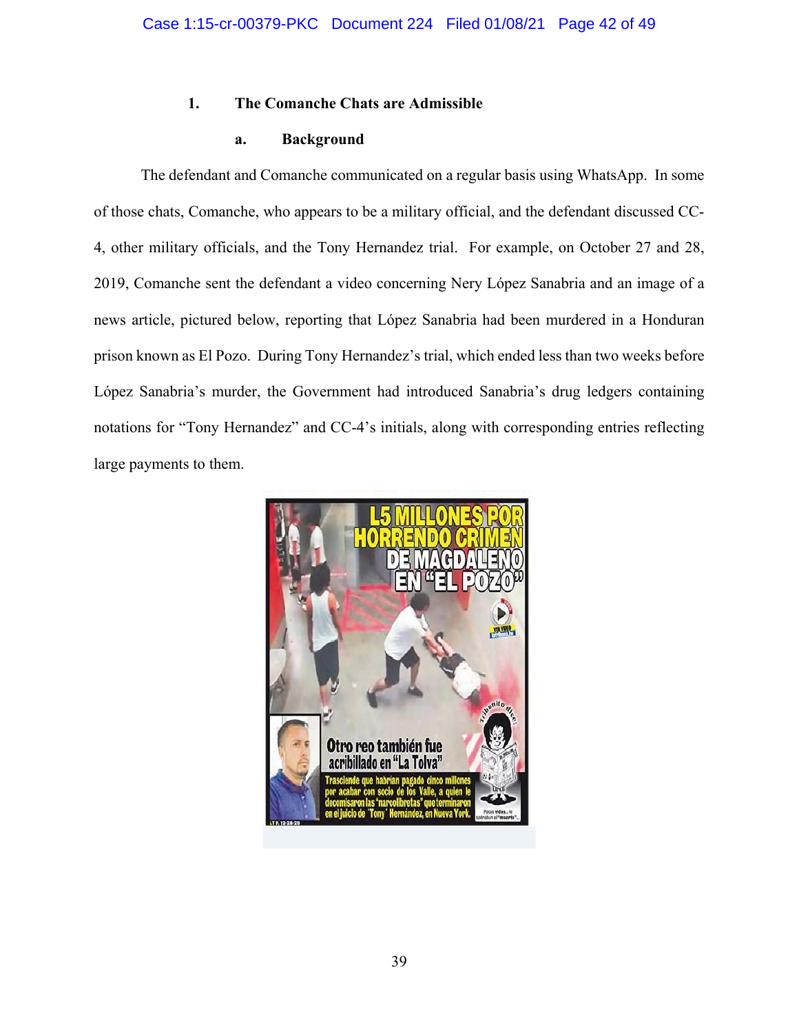### 1. The Comanche Chats are Admissible

#### a. Background

The defendant and Comanche communicated on a regular basis using WhatsApp. In some of those chats, Comanche, who appears to be a military official, and the defendant discussed CC-4, other military officials, and the Tony Hernandez trial. For example, on October 27 and 28, 2019, Comanche sent the defendant a video concerning Nery López Sanabria and an image of a news article, pictured below, reporting that López Sanabria had been murdered in a Honduran prison known as El Pozo. During Tony Hernandez's trial, which ended less than two weeks before López Sanabria's murder, the Government had introduced Sanabria's drug ledgers containing notations for "Tony Hernandez" and CC-4's initials, along with corresponding entries reflecting large payments to them.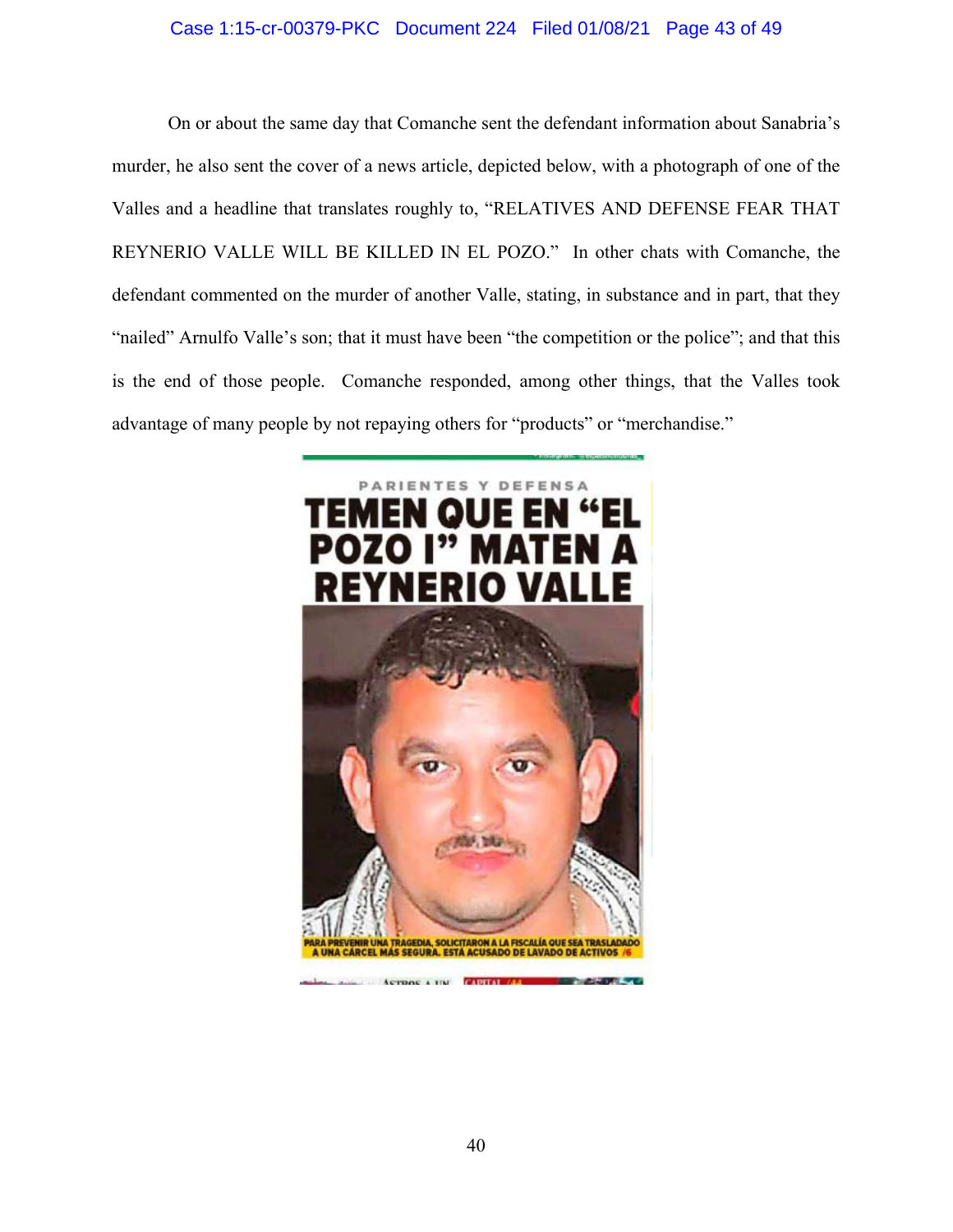On or about the same day that Comanche sent the defendant information about Sanabria's murder, he also sent the cover of a news article, depicted below, with a photograph of one of the Valles and a headline that translates roughly to, "RELATIVES AND DEFENSE FEAR THAT REYNERIO VALLE WILL BE KILLED IN EL POZO." In other chats with Comanche, the defendant commented on the murder of another Valle, stating, in substance and in part, that they "nailed" Arnulfo Valle's son; that it must have been "the competition or the police"; and that this is the end of those people. Comanche responded, among other things, that the Valles took advantage of many people by not repaying others for "products" or "merchandise."

PARIENTES Y DEFENSA

TEMEN QUE EN "EL POZO I" MATEN A REYNERIO VALLE

PARA PREVENIR UNA TRAGEDIA, SOLICITARON A LA FISCALÍA QUE SEA TRASLADADO A UNA CÁRCEL MÁS SEGURA. ESTÁ ACUSADO DE LAVADO DE ACTIVOS /6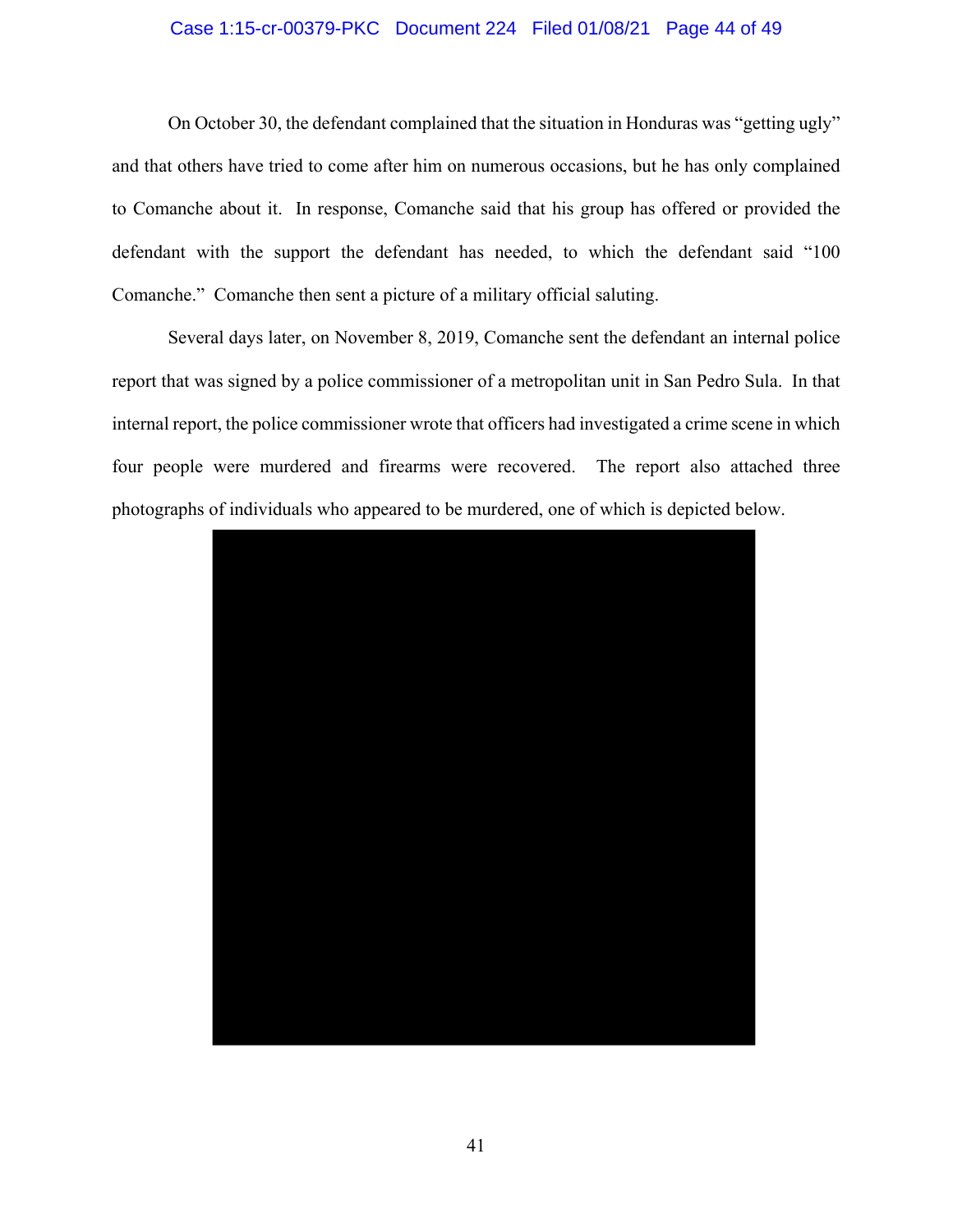On October 30, the defendant complained that the situation in Honduras was "getting ugly" and that others have tried to come after him on numerous occasions, but he has only complained to Comanche about it. In response, Comanche said that his group has offered or provided the defendant with the support the defendant has needed, to which the defendant said "100 Comanche." Comanche then sent a picture of a military official saluting.

Several days later, on November 8, 2019, Comanche sent the defendant an internal police report that was signed by a police commissioner of a metropolitan unit in San Pedro Sula. In that internal report, the police commissioner wrote that officers had investigated a crime scene in which four people were murdered and firearms were recovered. The report also attached three photographs of individuals who appeared to be murdered, one of which is depicted below.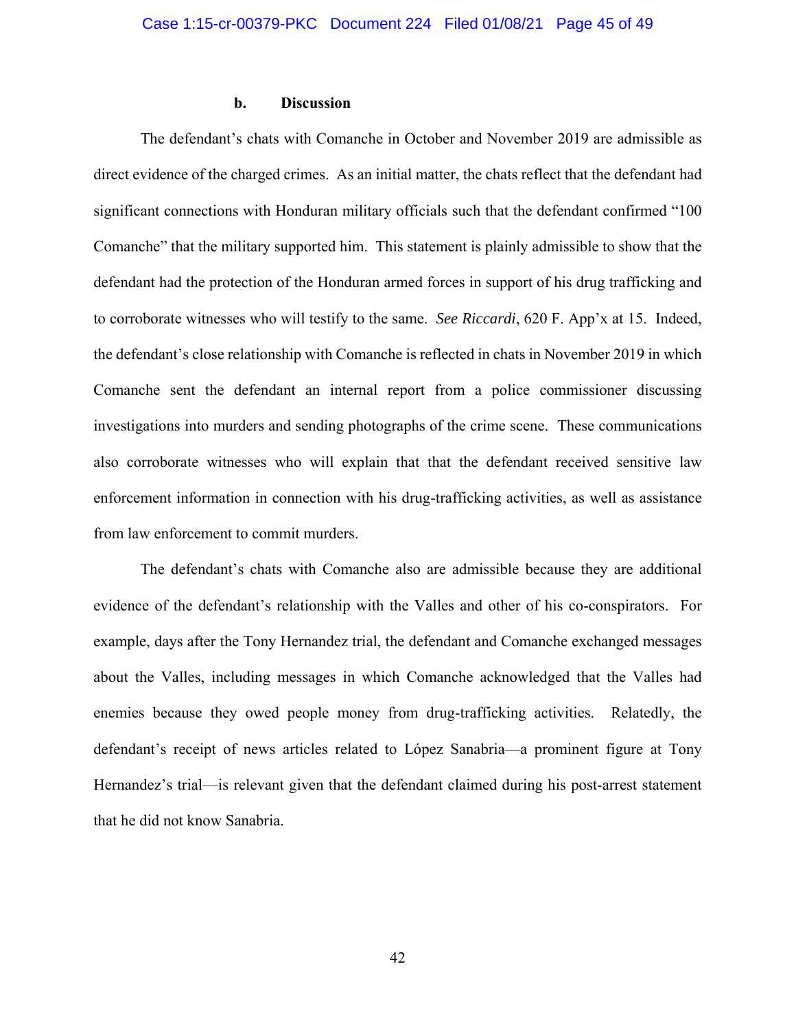### b. Discussion

The defendant's chats with Comanche in October and November 2019 are admissible as direct evidence of the charged crimes. As an initial matter, the chats reflect that the defendant had significant connections with Honduran military officials such that the defendant confirmed "100 Comanche" that the military supported him. This statement is plainly admissible to show that the defendant had the protection of the Honduran armed forces in support of his drug trafficking and to corroborate witnesses who will testify to the same. *See Riccardi*, 620 F. App'x at 15. Indeed, the defendant's close relationship with Comanche is reflected in chats in November 2019 in which Comanche sent the defendant an internal report from a police commissioner discussing investigations into murders and sending photographs of the crime scene. These communications also corroborate witnesses who will explain that that the defendant received sensitive law enforcement information in connection with his drug-trafficking activities, as well as assistance from law enforcement to commit murders.

The defendant's chats with Comanche also are admissible because they are additional evidence of the defendant's relationship with the Valles and other of his co-conspirators. For example, days after the Tony Hernandez trial, the defendant and Comanche exchanged messages about the Valles, including messages in which Comanche acknowledged that the Valles had enemies because they owed people money from drug-trafficking activities. Relatedly, the defendant's receipt of news articles related to López Sanabria—a prominent figure at Tony Hernandez's trial—is relevant given that the defendant claimed during his post-arrest statement that he did not know Sanabria.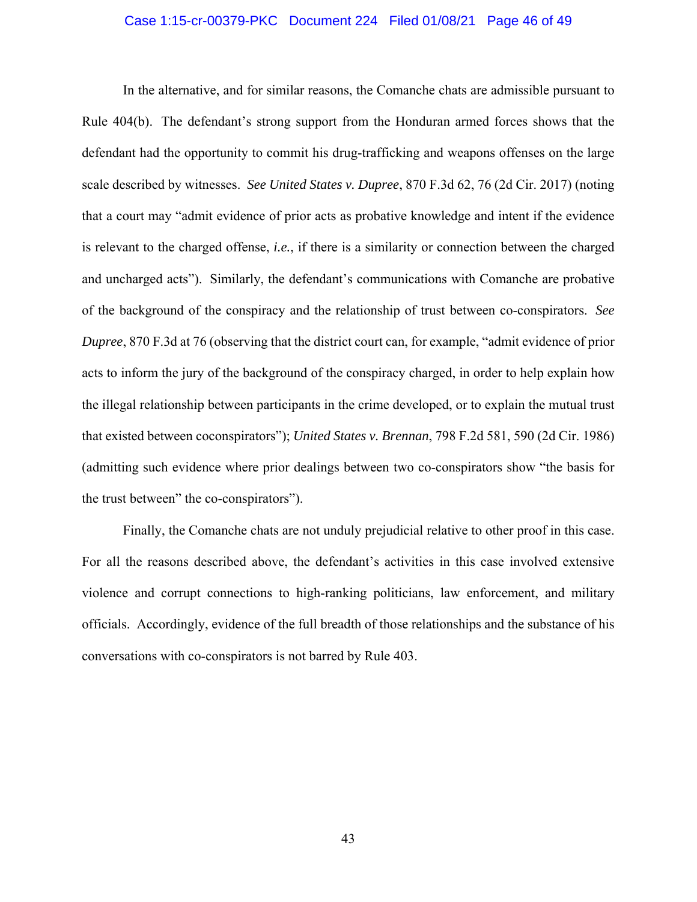In the alternative, and for similar reasons, the Comanche chats are admissible pursuant to Rule 404(b). The defendant's strong support from the Honduran armed forces shows that the defendant had the opportunity to commit his drug-trafficking and weapons offenses on the large scale described by witnesses. *See United States v. Dupree*, 870 F.3d 62, 76 (2d Cir. 2017) (noting that a court may "admit evidence of prior acts as probative knowledge and intent if the evidence is relevant to the charged offense, *i.e.*, if there is a similarity or connection between the charged and uncharged acts"). Similarly, the defendant's communications with Comanche are probative of the background of the conspiracy and the relationship of trust between co-conspirators. *See Dupree*, 870 F.3d at 76 (observing that the district court can, for example, "admit evidence of prior acts to inform the jury of the background of the conspiracy charged, in order to help explain how the illegal relationship between participants in the crime developed, or to explain the mutual trust that existed between coconspirators"); *United States v. Brennan*, 798 F.2d 581, 590 (2d Cir. 1986) (admitting such evidence where prior dealings between two co-conspirators show "the basis for the trust between" the co-conspirators").

Finally, the Comanche chats are not unduly prejudicial relative to other proof in this case. For all the reasons described above, the defendant's activities in this case involved extensive violence and corrupt connections to high-ranking politicians, law enforcement, and military officials. Accordingly, evidence of the full breadth of those relationships and the substance of his conversations with co-conspirators is not barred by Rule 403.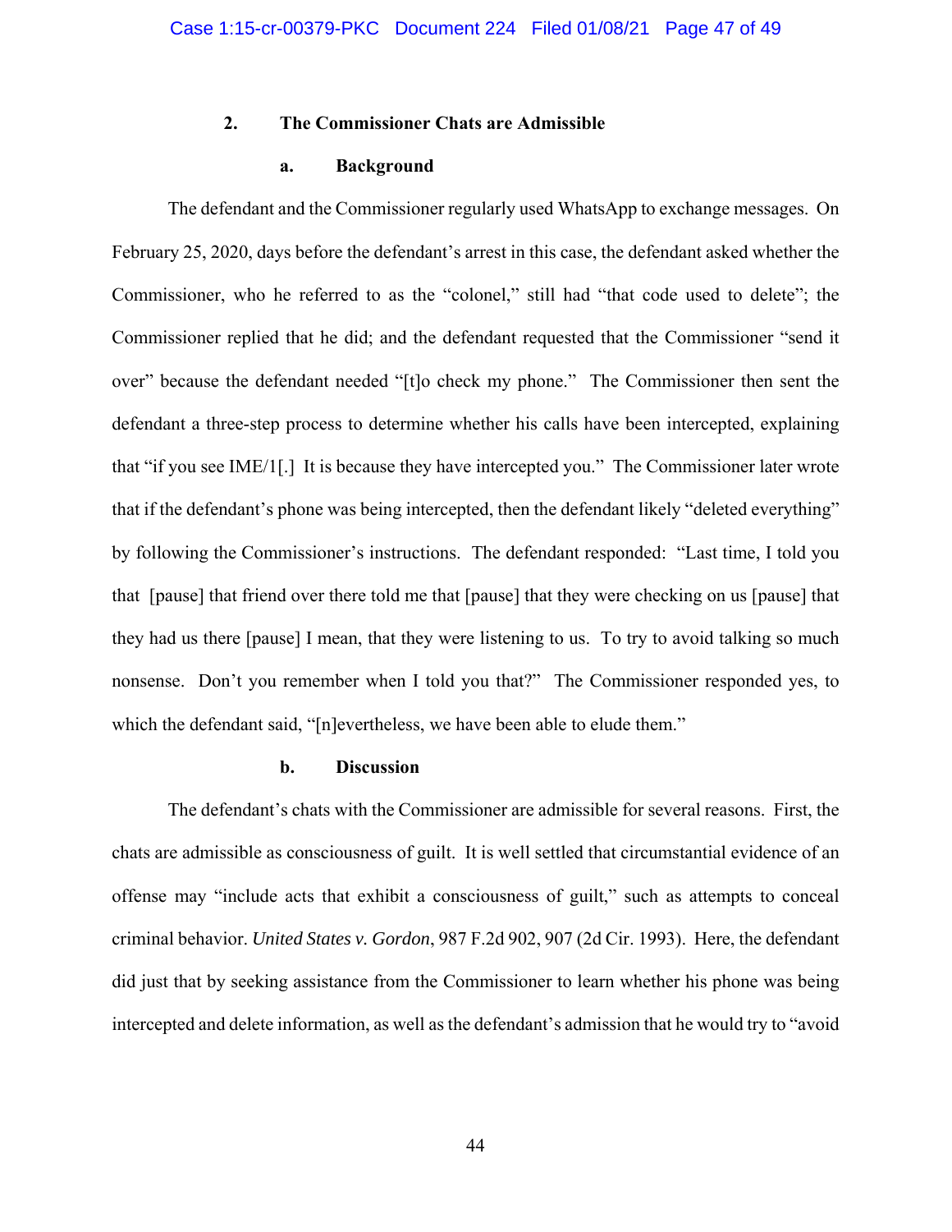### 2. The Commissioner Chats are Admissible

#### a. Background

The defendant and the Commissioner regularly used WhatsApp to exchange messages. On February 25, 2020, days before the defendant's arrest in this case, the defendant asked whether the Commissioner, who he referred to as the "colonel," still had "that code used to delete"; the Commissioner replied that he did; and the defendant requested that the Commissioner "send it over" because the defendant needed "[t]o check my phone." The Commissioner then sent the defendant a three-step process to determine whether his calls have been intercepted, explaining that "if you see IME/1[.] It is because they have intercepted you." The Commissioner later wrote that if the defendant's phone was being intercepted, then the defendant likely "deleted everything" by following the Commissioner's instructions. The defendant responded: "Last time, I told you that [pause] that friend over there told me that [pause] that they were checking on us [pause] that they had us there [pause] I mean, that they were listening to us. To try to avoid talking so much nonsense. Don't you remember when I told you that?" The Commissioner responded yes, to which the defendant said, "[n]evertheless, we have been able to elude them."

#### b. Discussion

The defendant's chats with the Commissioner are admissible for several reasons. First, the chats are admissible as consciousness of guilt. It is well settled that circumstantial evidence of an offense may "include acts that exhibit a consciousness of guilt," such as attempts to conceal criminal behavior. *United States v. Gordon*, 987 F.2d 902, 907 (2d Cir. 1993). Here, the defendant did just that by seeking assistance from the Commissioner to learn whether his phone was being intercepted and delete information, as well as the defendant's admission that he would try to "avoid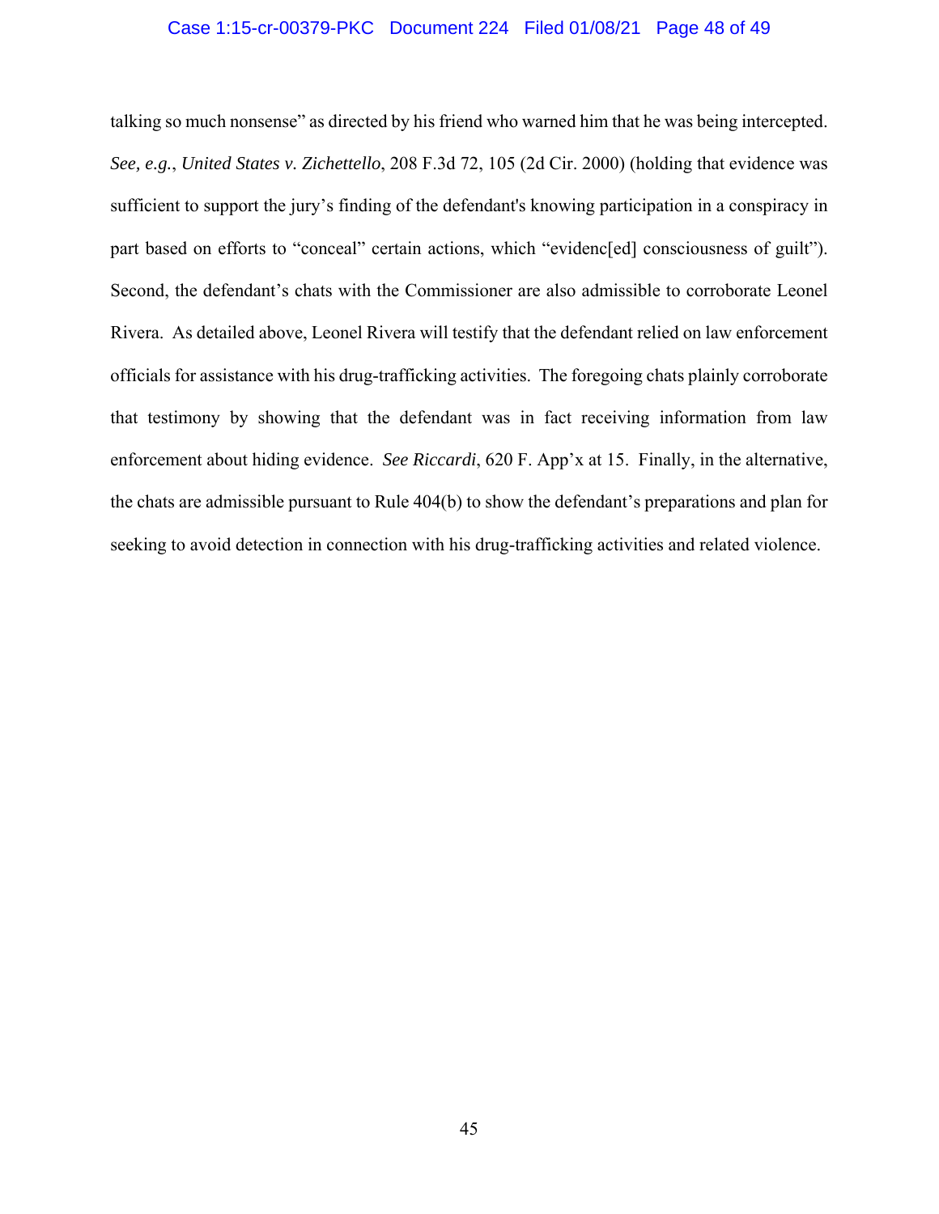talking so much nonsense" as directed by his friend who warned him that he was being intercepted. *See, e.g.*, *United States v. Zichettello*, 208 F.3d 72, 105 (2d Cir. 2000) (holding that evidence was sufficient to support the jury's finding of the defendant's knowing participation in a conspiracy in part based on efforts to "conceal" certain actions, which "evidenc[ed] consciousness of guilt"). Second, the defendant's chats with the Commissioner are also admissible to corroborate Leonel Rivera. As detailed above, Leonel Rivera will testify that the defendant relied on law enforcement officials for assistance with his drug-trafficking activities. The foregoing chats plainly corroborate that testimony by showing that the defendant was in fact receiving information from law enforcement about hiding evidence. *See Riccardi*, 620 F. App'x at 15. Finally, in the alternative, the chats are admissible pursuant to Rule 404(b) to show the defendant's preparations and plan for seeking to avoid detection in connection with his drug-trafficking activities and related violence.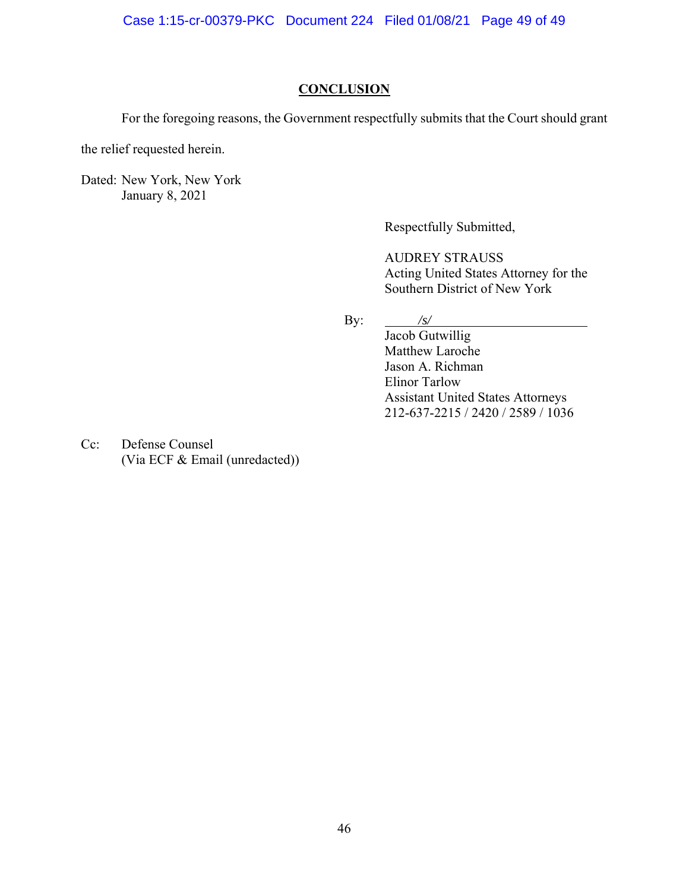## CONCLUSION

For the foregoing reasons, the Government respectfully submits that the Court should grant the relief requested herein.

Dated: New York, New York
January 8, 2021

Respectfully Submitted,

AUDREY STRAUSS
Acting United States Attorney for the
Southern District of New York

By: */s/*
Jacob Gutwillig
Matthew Laroche
Jason A. Richman
Elinor Tarlow
Assistant United States Attorneys
212-637-2215 / 2420 / 2589 / 1036

Cc: Defense Counsel
(Via ECF & Email (unredacted))